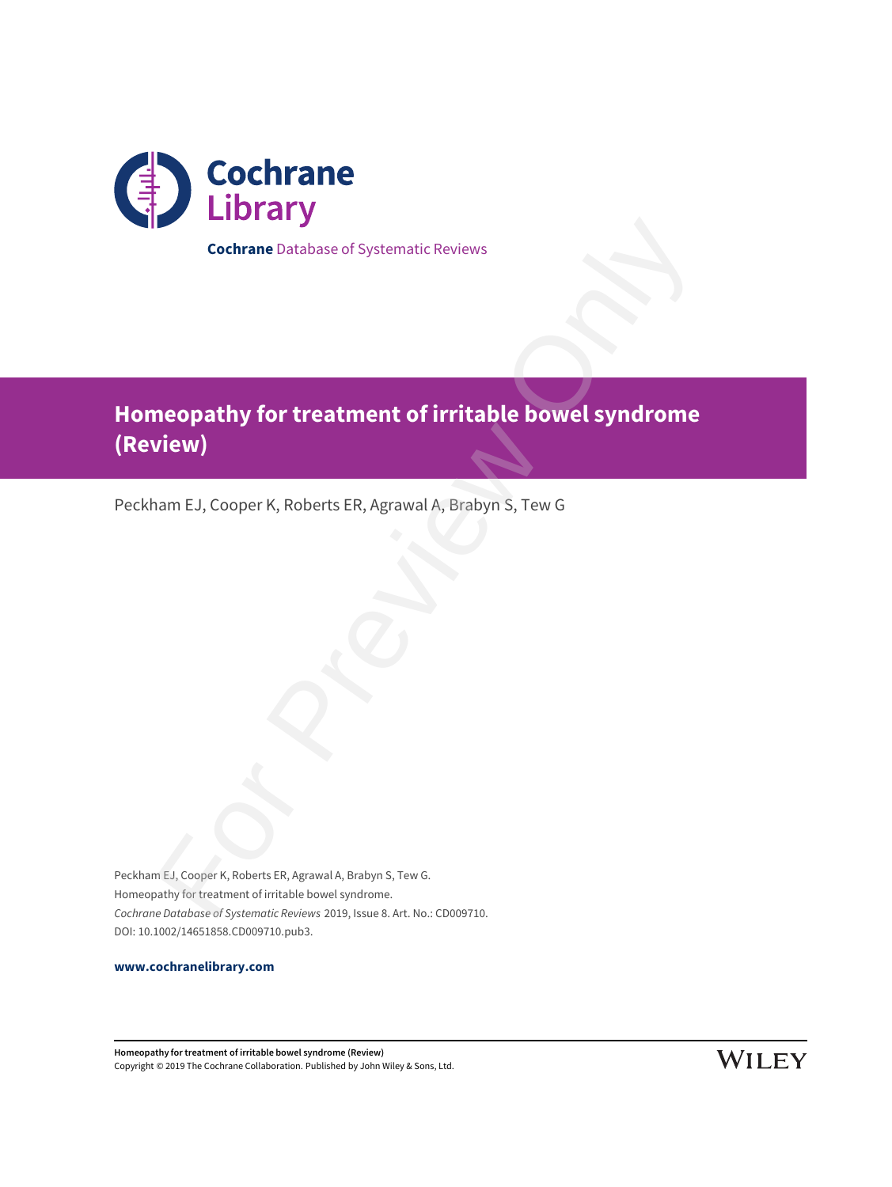**Cochrane** Database of Systematic Reviews

# Homeopathy for treatment of irritable bowel syndrome (Review)

Peckham EJ, Cooper K, Roberts ER, Agrawal A, Brabyn S, Tew G

Peckham EJ, Cooper K, Roberts ER, Agrawal A, Brabyn S, Tew G.
Homeopathy for treatment of irritable bowel syndrome.
*Cochrane Database of Systematic Reviews* 2019, Issue 8. Art. No.: CD009710.
DOI: 10.1002/14651858.CD009710.pub3.

**www.cochranelibrary.com**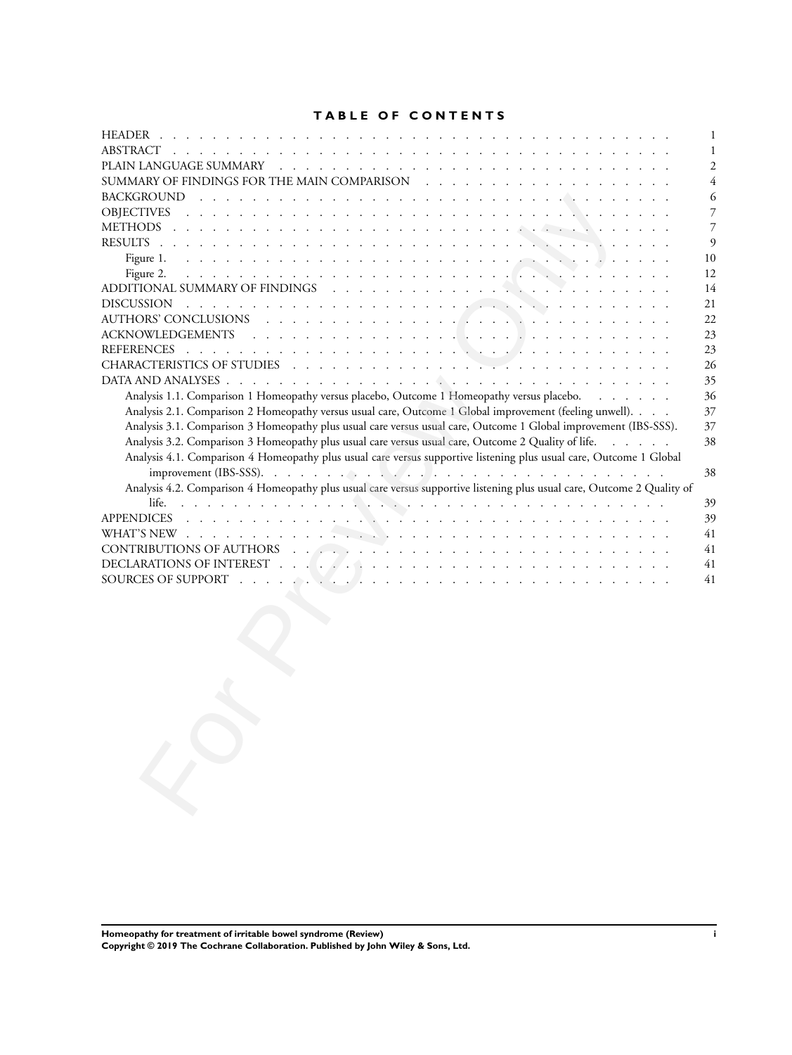# TABLE OF CONTENTS

| | |
|---|---|
| HEADER | 1 |
| ABSTRACT | 1 |
| PLAIN LANGUAGE SUMMARY | 2 |
| SUMMARY OF FINDINGS FOR THE MAIN COMPARISON | 4 |
| BACKGROUND | 6 |
| OBJECTIVES | 7 |
| METHODS | 7 |
| RESULTS | 9 |
| Figure 1. | 10 |
| Figure 2. | 12 |
| ADDITIONAL SUMMARY OF FINDINGS | 14 |
| DISCUSSION | 21 |
| AUTHORS' CONCLUSIONS | 22 |
| ACKNOWLEDGEMENTS | 23 |
| REFERENCES | 23 |
| CHARACTERISTICS OF STUDIES | 26 |
| DATA AND ANALYSES | 35 |
| Analysis 1.1. Comparison 1 Homeopathy versus placebo, Outcome 1 Homeopathy versus placebo. | 36 |
| Analysis 2.1. Comparison 2 Homeopathy versus usual care, Outcome 1 Global improvement (feeling unwell). | 37 |
| Analysis 3.1. Comparison 3 Homeopathy plus usual care versus usual care, Outcome 1 Global improvement (IBS-SSS). | 37 |
| Analysis 3.2. Comparison 3 Homeopathy plus usual care versus usual care, Outcome 2 Quality of life. | 38 |
| Analysis 4.1. Comparison 4 Homeopathy plus usual care versus supportive listening plus usual care, Outcome 1 Global improvement (IBS-SSS). | 38 |
| Analysis 4.2. Comparison 4 Homeopathy plus usual care versus supportive listening plus usual care, Outcome 2 Quality of life. | 39 |
| APPENDICES | 39 |
| WHAT'S NEW | 41 |
| CONTRIBUTIONS OF AUTHORS | 41 |
| DECLARATIONS OF INTEREST | 41 |
| SOURCES OF SUPPORT | 41 |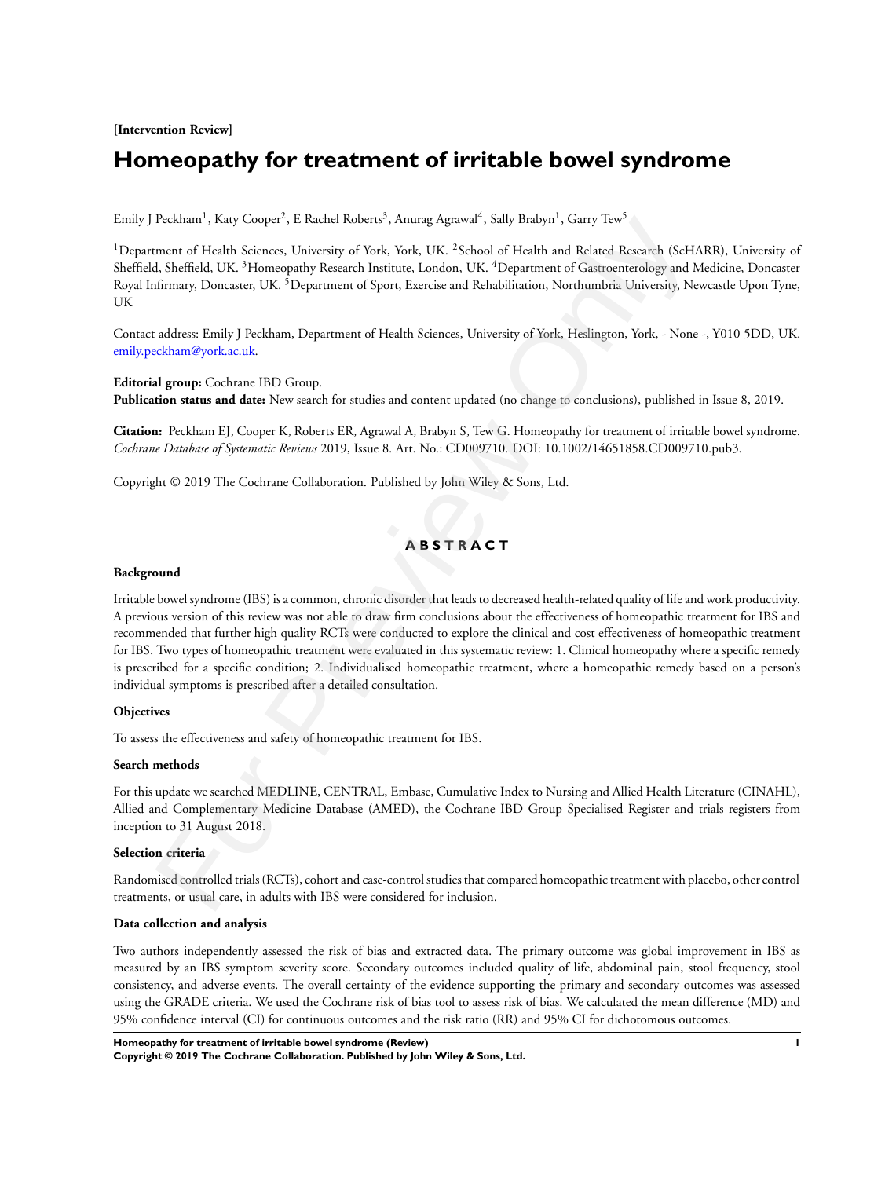[Intervention Review]

# Homeopathy for treatment of irritable bowel syndrome

Emily J Peckham[1], Katy Cooper[2], E Rachel Roberts[3], Anurag Agrawal[4], Sally Brabyn[1], Garry Tew[5]

[1]Department of Health Sciences, University of York, York, UK. [2]School of Health and Related Research (ScHARR), University of Sheffield, Sheffield, UK. [3]Homeopathy Research Institute, London, UK. [4]Department of Gastroenterology and Medicine, Doncaster Royal Infirmary, Doncaster, UK. [5]Department of Sport, Exercise and Rehabilitation, Northumbria University, Newcastle Upon Tyne, UK

Contact address: Emily J Peckham, Department of Health Sciences, University of York, Heslington, York, - None -, Y010 5DD, UK. emily.peckham@york.ac.uk.

**Editorial group:** Cochrane IBD Group.
**Publication status and date:** New search for studies and content updated (no change to conclusions), published in Issue 8, 2019.

**Citation:** Peckham EJ, Cooper K, Roberts ER, Agrawal A, Brabyn S, Tew G. Homeopathy for treatment of irritable bowel syndrome. *Cochrane Database of Systematic Reviews* 2019, Issue 8. Art. No.: CD009710. DOI: 10.1002/14651858.CD009710.pub3.

Copyright © 2019 The Cochrane Collaboration. Published by John Wiley & Sons, Ltd.

## ABSTRACT

### Background

Irritable bowel syndrome (IBS) is a common, chronic disorder that leads to decreased health-related quality of life and work productivity. A previous version of this review was not able to draw firm conclusions about the effectiveness of homeopathic treatment for IBS and recommended that further high quality RCTs were conducted to explore the clinical and cost effectiveness of homeopathic treatment for IBS. Two types of homeopathic treatment were evaluated in this systematic review: 1. Clinical homeopathy where a specific remedy is prescribed for a specific condition; 2. Individualised homeopathic treatment, where a homeopathic remedy based on a person's individual symptoms is prescribed after a detailed consultation.

### Objectives

To assess the effectiveness and safety of homeopathic treatment for IBS.

### Search methods

For this update we searched MEDLINE, CENTRAL, Embase, Cumulative Index to Nursing and Allied Health Literature (CINAHL), Allied and Complementary Medicine Database (AMED), the Cochrane IBD Group Specialised Register and trials registers from inception to 31 August 2018.

### Selection criteria

Randomised controlled trials (RCTs), cohort and case-control studies that compared homeopathic treatment with placebo, other control treatments, or usual care, in adults with IBS were considered for inclusion.

### Data collection and analysis

Two authors independently assessed the risk of bias and extracted data. The primary outcome was global improvement in IBS as measured by an IBS symptom severity score. Secondary outcomes included quality of life, abdominal pain, stool frequency, stool consistency, and adverse events. The overall certainty of the evidence supporting the primary and secondary outcomes was assessed using the GRADE criteria. We used the Cochrane risk of bias tool to assess risk of bias. We calculated the mean difference (MD) and 95% confidence interval (CI) for continuous outcomes and the risk ratio (RR) and 95% CI for dichotomous outcomes.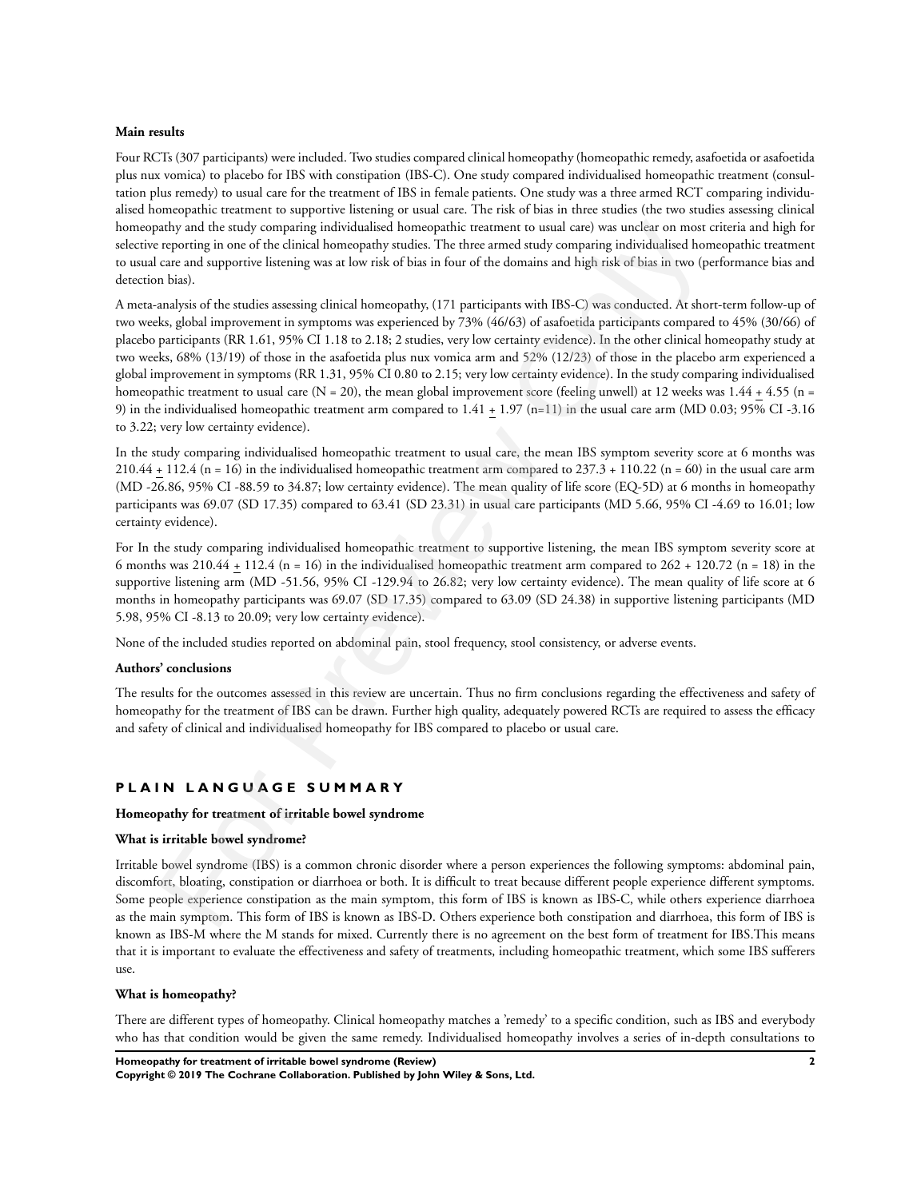**Main results**

Four RCTs (307 participants) were included. Two studies compared clinical homeopathy (homeopathic remedy, asafoetida or asafoetida plus nux vomica) to placebo for IBS with constipation (IBS-C). One study compared individualised homeopathic treatment (consultation plus remedy) to usual care for the treatment of IBS in female patients. One study was a three armed RCT comparing individualised homeopathic treatment to supportive listening or usual care. The risk of bias in three studies (the two studies assessing clinical homeopathy and the study comparing individualised homeopathic treatment to usual care) was unclear on most criteria and high for selective reporting in one of the clinical homeopathy studies. The three armed study comparing individualised homeopathic treatment to usual care and supportive listening was at low risk of bias in four of the domains and high risk of bias in two (performance bias and detection bias).

A meta-analysis of the studies assessing clinical homeopathy, (171 participants with IBS-C) was conducted. At short-term follow-up of two weeks, global improvement in symptoms was experienced by 73% (46/63) of asafoetida participants compared to 45% (30/66) of placebo participants (RR 1.61, 95% CI 1.18 to 2.18; 2 studies, very low certainty evidence). In the other clinical homeopathy study at two weeks, 68% (13/19) of those in the asafoetida plus nux vomica arm and 52% (12/23) of those in the placebo arm experienced a global improvement in symptoms (RR 1.31, 95% CI 0.80 to 2.15; very low certainty evidence). In the study comparing individualised homeopathic treatment to usual care (N = 20), the mean global improvement score (feeling unwell) at 12 weeks was 1.44 $\pm$ 4.55 (n = 9) in the individualised homeopathic treatment arm compared to 1.41 $\pm$ 1.97 (n=11) in the usual care arm (MD 0.03; 95% CI -3.16 to 3.22; very low certainty evidence).

In the study comparing individualised homeopathic treatment to usual care, the mean IBS symptom severity score at 6 months was 210.44 $\pm$ 112.4 (n = 16) in the individualised homeopathic treatment arm compared to 237.3 + 110.22 (n = 60) in the usual care arm (MD -26.86, 95% CI -88.59 to 34.87; low certainty evidence). The mean quality of life score (EQ-5D) at 6 months in homeopathy participants was 69.07 (SD 17.35) compared to 63.41 (SD 23.31) in usual care participants (MD 5.66, 95% CI -4.69 to 16.01; low certainty evidence).

For In the study comparing individualised homeopathic treatment to supportive listening, the mean IBS symptom severity score at 6 months was 210.44 $\pm$ 112.4 (n = 16) in the individualised homeopathic treatment arm compared to 262 + 120.72 (n = 18) in the supportive listening arm (MD -51.56, 95% CI -129.94 to 26.82; very low certainty evidence). The mean quality of life score at 6 months in homeopathy participants was 69.07 (SD 17.35) compared to 63.09 (SD 24.38) in supportive listening participants (MD 5.98, 95% CI -8.13 to 20.09; very low certainty evidence).

None of the included studies reported on abdominal pain, stool frequency, stool consistency, or adverse events.

**Authors' conclusions**

The results for the outcomes assessed in this review are uncertain. Thus no firm conclusions regarding the effectiveness and safety of homeopathy for the treatment of IBS can be drawn. Further high quality, adequately powered RCTs are required to assess the efficacy and safety of clinical and individualised homeopathy for IBS compared to placebo or usual care.

## PLAIN LANGUAGE SUMMARY

**Homeopathy for treatment of irritable bowel syndrome**

**What is irritable bowel syndrome?**

Irritable bowel syndrome (IBS) is a common chronic disorder where a person experiences the following symptoms: abdominal pain, discomfort, bloating, constipation or diarrhoea or both. It is difficult to treat because different people experience different symptoms. Some people experience constipation as the main symptom, this form of IBS is known as IBS-C, while others experience diarrhoea as the main symptom. This form of IBS is known as IBS-D. Others experience both constipation and diarrhoea, this form of IBS is known as IBS-M where the M stands for mixed. Currently there is no agreement on the best form of treatment for IBS.This means that it is important to evaluate the effectiveness and safety of treatments, including homeopathic treatment, which some IBS sufferers use.

**What is homeopathy?**

There are different types of homeopathy. Clinical homeopathy matches a 'remedy' to a specific condition, such as IBS and everybody who has that condition would be given the same remedy. Individualised homeopathy involves a series of in-depth consultations to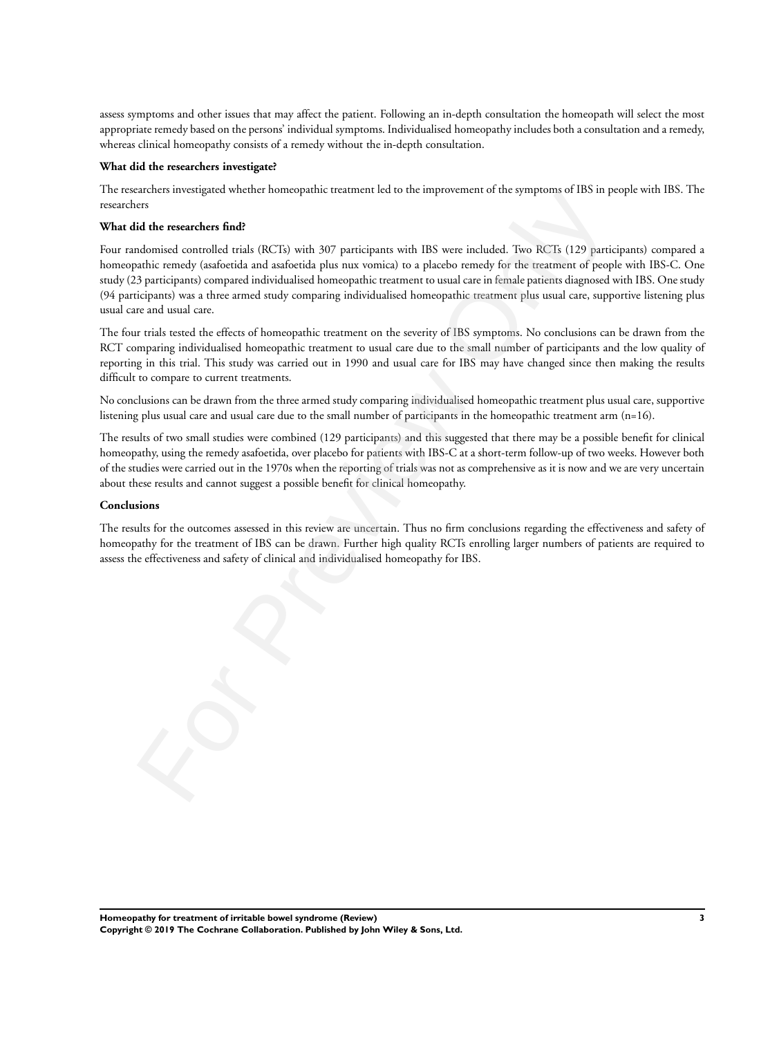assess symptoms and other issues that may affect the patient. Following an in-depth consultation the homeopath will select the most appropriate remedy based on the persons' individual symptoms. Individualised homeopathy includes both a consultation and a remedy, whereas clinical homeopathy consists of a remedy without the in-depth consultation.

**What did the researchers investigate?**

The researchers investigated whether homeopathic treatment led to the improvement of the symptoms of IBS in people with IBS. The researchers

**What did the researchers find?**

Four randomised controlled trials (RCTs) with 307 participants with IBS were included. Two RCTs (129 participants) compared a homeopathic remedy (asafoetida and asafoetida plus nux vomica) to a placebo remedy for the treatment of people with IBS-C. One study (23 participants) compared individualised homeopathic treatment to usual care in female patients diagnosed with IBS. One study (94 participants) was a three armed study comparing individualised homeopathic treatment plus usual care, supportive listening plus usual care and usual care.

The four trials tested the effects of homeopathic treatment on the severity of IBS symptoms. No conclusions can be drawn from the RCT comparing individualised homeopathic treatment to usual care due to the small number of participants and the low quality of reporting in this trial. This study was carried out in 1990 and usual care for IBS may have changed since then making the results difficult to compare to current treatments.

No conclusions can be drawn from the three armed study comparing individualised homeopathic treatment plus usual care, supportive listening plus usual care and usual care due to the small number of participants in the homeopathic treatment arm (n=16).

The results of two small studies were combined (129 participants) and this suggested that there may be a possible benefit for clinical homeopathy, using the remedy asafoetida, over placebo for patients with IBS-C at a short-term follow-up of two weeks. However both of the studies were carried out in the 1970s when the reporting of trials was not as comprehensive as it is now and we are very uncertain about these results and cannot suggest a possible benefit for clinical homeopathy.

**Conclusions**

The results for the outcomes assessed in this review are uncertain. Thus no firm conclusions regarding the effectiveness and safety of homeopathy for the treatment of IBS can be drawn. Further high quality RCTs enrolling larger numbers of patients are required to assess the effectiveness and safety of clinical and individualised homeopathy for IBS.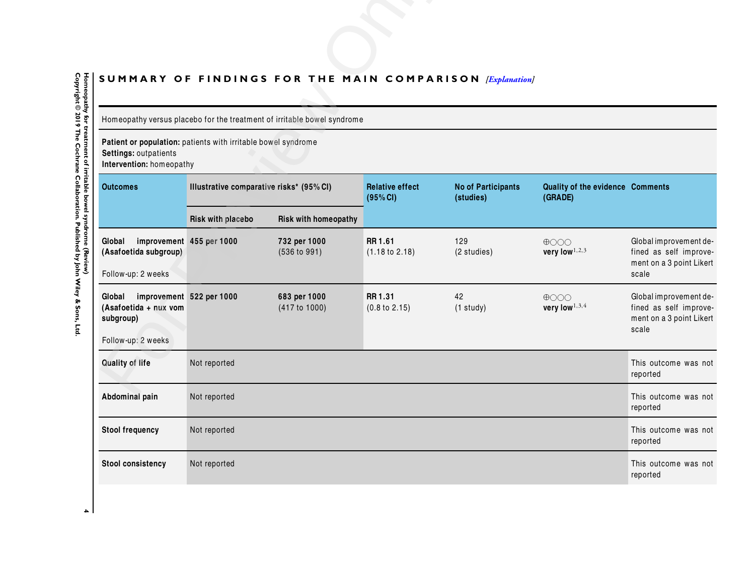## SUMMARY OF FINDINGS FOR THE MAIN COMPARISON *[Explanation]*

Homeopathy versus placebo for the treatment of irritable bowel syndrome

**Patient or population:** patients with irritable bowel syndrome
**Settings:** outpatients
**Intervention:** homeopathy

| Outcomes | Illustrative comparative risks* (95% CI) | | Relative effect (95% CI) | No of Participants (studies) | Quality of the evidence (GRADE) | Comments |
|---|---|---|---|---|---|---|
| | **Risk with placebo** | **Risk with homeopathy** | | | | |
| **Global improvement (Asafoetida subgroup)** Follow-up: 2 weeks | **455 per 1000** | **732 per 1000** (536 to 991) | **RR 1.61** (1.18 to 2.18) | 129 (2 studies) | ⊕○○○ **very low**[1,2,3] | Global improvement defined as self improvement on a 3 point Likert scale |
| **Global improvement (Asafoetida + nux vom subgroup)** Follow-up: 2 weeks | **522 per 1000** | **683 per 1000** (417 to 1000) | **RR 1.31** (0.8 to 2.15) | 42 (1 study) | ⊕○○○ **very low**[1,3,4] | Global improvement defined as self improvement on a 3 point Likert scale |
| **Quality of life** | Not reported | | | | | This outcome was not reported |
| **Abdominal pain** | Not reported | | | | | This outcome was not reported |
| **Stool frequency** | Not reported | | | | | This outcome was not reported |
| **Stool consistency** | Not reported | | | | | This outcome was not reported |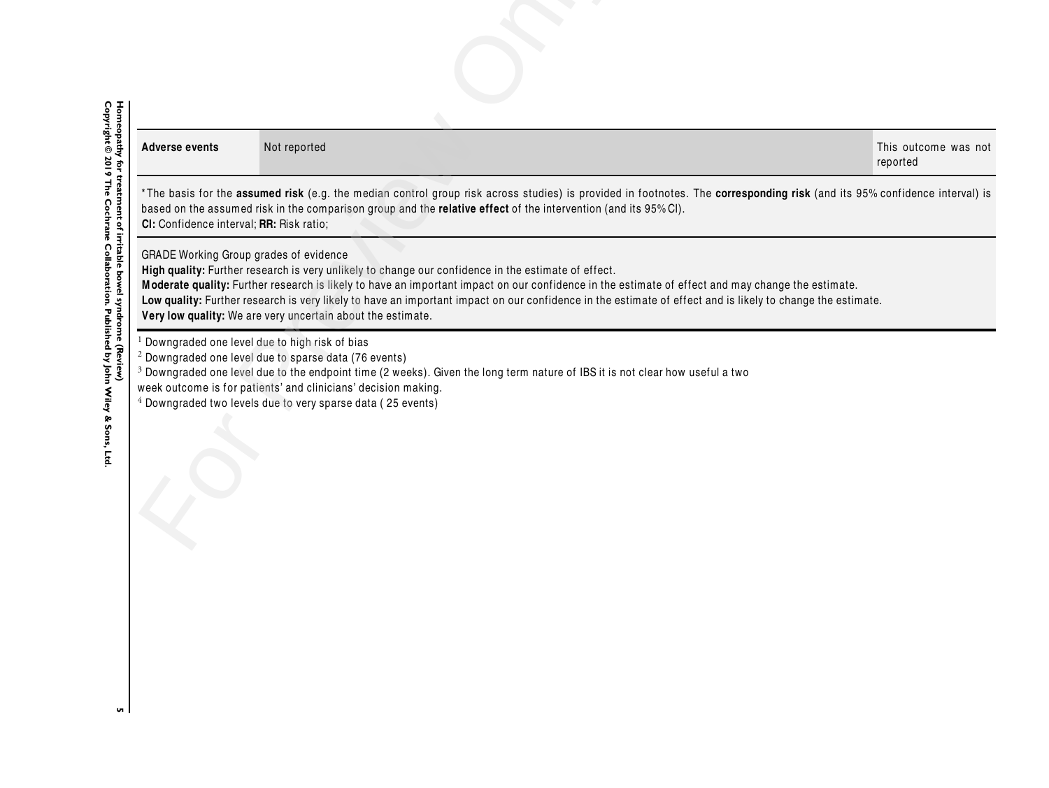| | | |
|---|---|---|
| **Adverse events** | Not reported | This outcome was not reported |

*The basis for the **assumed risk** (e.g. the median control group risk across studies) is provided in footnotes. The **corresponding risk** (and its 95% confidence interval) is based on the assumed risk in the comparison group and the **relative effect** of the intervention (and its 95% CI).
**CI:** Confidence interval; **RR:** Risk ratio;

GRADE Working Group grades of evidence
**High quality:** Further research is very unlikely to change our confidence in the estimate of effect.
**Moderate quality:** Further research is likely to have an important impact on our confidence in the estimate of effect and may change the estimate.
**Low quality:** Further research is very likely to have an important impact on our confidence in the estimate of effect and is likely to change the estimate.
**Very low quality:** We are very uncertain about the estimate.

[1] Downgraded one level due to high risk of bias
[2] Downgraded one level due to sparse data (76 events)
[3] Downgraded one level due to the endpoint time (2 weeks). Given the long term nature of IBS it is not clear how useful a two week outcome is for patients' and clinicians' decision making.
[4] Downgraded two levels due to very sparse data ( 25 events)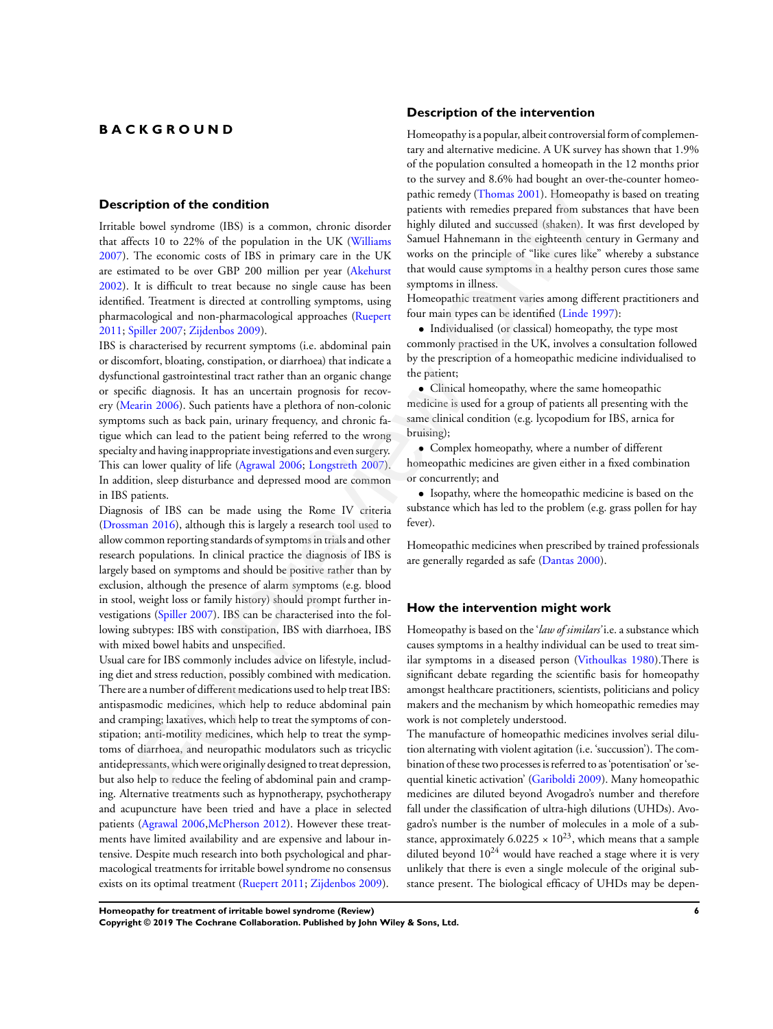# BACKGROUND

## Description of the condition

Irritable bowel syndrome (IBS) is a common, chronic disorder that affects 10 to 22% of the population in the UK (Williams 2007). The economic costs of IBS in primary care in the UK are estimated to be over GBP 200 million per year (Akehurst 2002). It is difficult to treat because no single cause has been identified. Treatment is directed at controlling symptoms, using pharmacological and non-pharmacological approaches (Ruepert 2011; Spiller 2007; Zijdenbos 2009).

IBS is characterised by recurrent symptoms (i.e. abdominal pain or discomfort, bloating, constipation, or diarrhoea) that indicate a dysfunctional gastrointestinal tract rather than an organic change or specific diagnosis. It has an uncertain prognosis for recovery (Mearin 2006). Such patients have a plethora of non-colonic symptoms such as back pain, urinary frequency, and chronic fatigue which can lead to the patient being referred to the wrong specialty and having inappropriate investigations and even surgery. This can lower quality of life (Agrawal 2006; Longstreth 2007). In addition, sleep disturbance and depressed mood are common in IBS patients.

Diagnosis of IBS can be made using the Rome IV criteria (Drossman 2016), although this is largely a research tool used to allow common reporting standards of symptoms in trials and other research populations. In clinical practice the diagnosis of IBS is largely based on symptoms and should be positive rather than by exclusion, although the presence of alarm symptoms (e.g. blood in stool, weight loss or family history) should prompt further investigations (Spiller 2007). IBS can be characterised into the following subtypes: IBS with constipation, IBS with diarrhoea, IBS with mixed bowel habits and unspecified.

Usual care for IBS commonly includes advice on lifestyle, including diet and stress reduction, possibly combined with medication. There are a number of different medications used to help treat IBS: antispasmodic medicines, which help to reduce abdominal pain and cramping; laxatives, which help to treat the symptoms of constipation; anti-motility medicines, which help to treat the symptoms of diarrhoea, and neuropathic modulators such as tricyclic antidepressants, which were originally designed to treat depression, but also help to reduce the feeling of abdominal pain and cramping. Alternative treatments such as hypnotherapy, psychotherapy and acupuncture have been tried and have a place in selected patients (Agrawal 2006,McPherson 2012). However these treatments have limited availability and are expensive and labour intensive. Despite much research into both psychological and pharmacological treatments for irritable bowel syndrome no consensus exists on its optimal treatment (Ruepert 2011; Zijdenbos 2009).

## Description of the intervention

Homeopathy is a popular, albeit controversial form of complementary and alternative medicine. A UK survey has shown that 1.9% of the population consulted a homeopath in the 12 months prior to the survey and 8.6% had bought an over-the-counter homeopathic remedy (Thomas 2001). Homeopathy is based on treating patients with remedies prepared from substances that have been highly diluted and succussed (shaken). It was first developed by Samuel Hahnemann in the eighteenth century in Germany and works on the principle of "like cures like" whereby a substance that would cause symptoms in a healthy person cures those same symptoms in illness.

Homeopathic treatment varies among different practitioners and four main types can be identified (Linde 1997):

- Individualised (or classical) homeopathy, the type most commonly practised in the UK, involves a consultation followed by the prescription of a homeopathic medicine individualised to the patient;
- Clinical homeopathy, where the same homeopathic medicine is used for a group of patients all presenting with the same clinical condition (e.g. lycopodium for IBS, arnica for bruising);
- Complex homeopathy, where a number of different homeopathic medicines are given either in a fixed combination or concurrently; and
- Isopathy, where the homeopathic medicine is based on the substance which has led to the problem (e.g. grass pollen for hay fever).

Homeopathic medicines when prescribed by trained professionals are generally regarded as safe (Dantas 2000).

## How the intervention might work

Homeopathy is based on the '*law of similars*' i.e. a substance which causes symptoms in a healthy individual can be used to treat similar symptoms in a diseased person (Vithoulkas 1980).There is significant debate regarding the scientific basis for homeopathy amongst healthcare practitioners, scientists, politicians and policy makers and the mechanism by which homeopathic remedies may work is not completely understood.

The manufacture of homeopathic medicines involves serial dilution alternating with violent agitation (i.e. 'succussion'). The combination of these two processes is referred to as 'potentisation' or 'sequential kinetic activation' (Gariboldi 2009). Many homeopathic medicines are diluted beyond Avogadro's number and therefore fall under the classification of ultra-high dilutions (UHDs). Avogadro's number is the number of molecules in a mole of a substance, approximately $6.0225 \times 10^{23}$, which means that a sample diluted beyond $10^{24}$ would have reached a stage where it is very unlikely that there is even a single molecule of the original substance present. The biological efficacy of UHDs may be depen-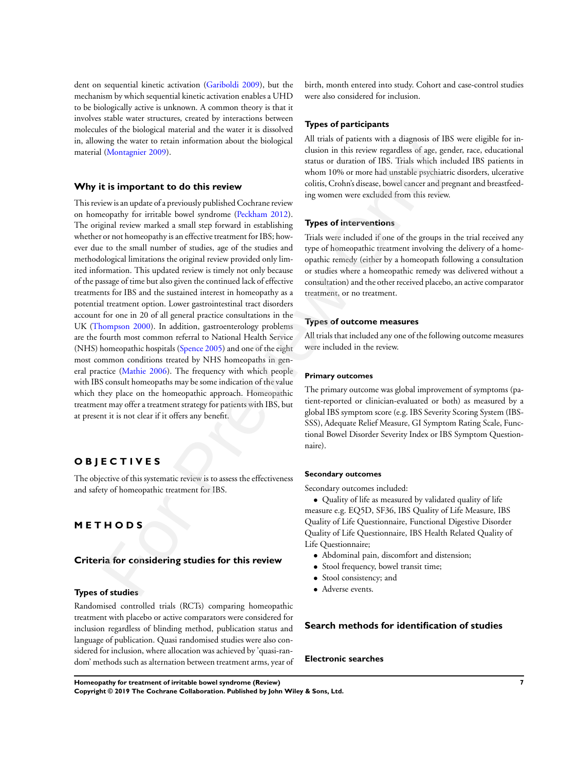dent on sequential kinetic activation (Gariboldi 2009), but the mechanism by which sequential kinetic activation enables a UHD to be biologically active is unknown. A common theory is that it involves stable water structures, created by interactions between molecules of the biological material and the water it is dissolved in, allowing the water to retain information about the biological material (Montagnier 2009).

## Why it is important to do this review

This review is an update of a previously published Cochrane review on homeopathy for irritable bowel syndrome (Peckham 2012). The original review marked a small step forward in establishing whether or not homeopathy is an effective treatment for IBS; however due to the small number of studies, age of the studies and methodological limitations the original review provided only limited information. This updated review is timely not only because of the passage of time but also given the continued lack of effective treatments for IBS and the sustained interest in homeopathy as a potential treatment option. Lower gastrointestinal tract disorders account for one in 20 of all general practice consultations in the UK (Thompson 2000). In addition, gastroenterology problems are the fourth most common referral to National Health Service (NHS) homeopathic hospitals (Spence 2005) and one of the eight most common conditions treated by NHS homeopaths in general practice (Mathie 2006). The frequency with which people with IBS consult homeopaths may be some indication of the value which they place on the homeopathic approach. Homeopathic treatment may offer a treatment strategy for patients with IBS, but at present it is not clear if it offers any benefit.

# OBJECTIVES

The objective of this systematic review is to assess the effectiveness and safety of homeopathic treatment for IBS.

# METHODS

## Criteria for considering studies for this review

### Types of studies

Randomised controlled trials (RCTs) comparing homeopathic treatment with placebo or active comparators were considered for inclusion regardless of blinding method, publication status and language of publication. Quasi randomised studies were also considered for inclusion, where allocation was achieved by 'quasi-random' methods such as alternation between treatment arms, year of birth, month entered into study. Cohort and case-control studies were also considered for inclusion.

### Types of participants

All trials of patients with a diagnosis of IBS were eligible for inclusion in this review regardless of age, gender, race, educational status or duration of IBS. Trials which included IBS patients in whom 10% or more had unstable psychiatric disorders, ulcerative colitis, Crohn's disease, bowel cancer and pregnant and breastfeeding women were excluded from this review.

### Types of interventions

Trials were included if one of the groups in the trial received any type of homeopathic treatment involving the delivery of a homeopathic remedy (either by a homeopath following a consultation or studies where a homeopathic remedy was delivered without a consultation) and the other received placebo, an active comparator treatment, or no treatment.

### Types of outcome measures

All trials that included any one of the following outcome measures were included in the review.

#### Primary outcomes

The primary outcome was global improvement of symptoms (patient-reported or clinician-evaluated or both) as measured by a global IBS symptom score (e.g. IBS Severity Scoring System (IBS-SSS), Adequate Relief Measure, GI Symptom Rating Scale, Functional Bowel Disorder Severity Index or IBS Symptom Questionnaire).

#### Secondary outcomes

Secondary outcomes included:

- Quality of life as measured by validated quality of life measure e.g. EQ5D, SF36, IBS Quality of Life Measure, IBS Quality of Life Questionnaire, Functional Digestive Disorder Quality of Life Questionnaire, IBS Health Related Quality of Life Questionnaire;
- Abdominal pain, discomfort and distension;
- Stool frequency, bowel transit time;
- Stool consistency; and
- Adverse events.

## Search methods for identification of studies

### Electronic searches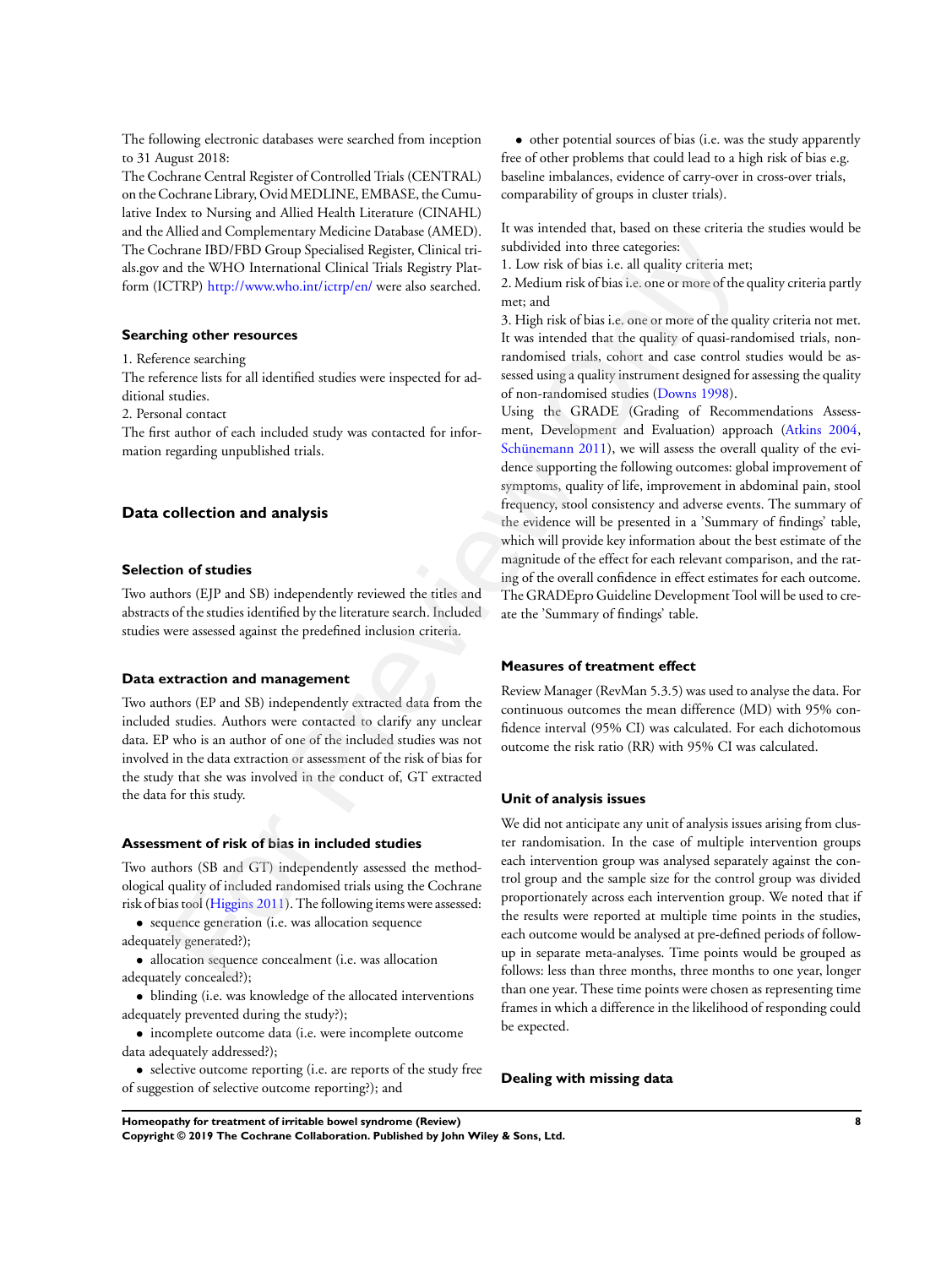The following electronic databases were searched from inception to 31 August 2018:

The Cochrane Central Register of Controlled Trials (CENTRAL) on the Cochrane Library, Ovid MEDLINE, EMBASE, the Cumulative Index to Nursing and Allied Health Literature (CINAHL) and the Allied and Complementary Medicine Database (AMED). The Cochrane IBD/FBD Group Specialised Register, Clinical trials.gov and the WHO International Clinical Trials Registry Platform (ICTRP) http://www.who.int/ictrp/en/ were also searched.

### Searching other resources

1. Reference searching

The reference lists for all identified studies were inspected for additional studies.

2. Personal contact

The first author of each included study was contacted for information regarding unpublished trials.

## Data collection and analysis

### Selection of studies

Two authors (EJP and SB) independently reviewed the titles and abstracts of the studies identified by the literature search. Included studies were assessed against the predefined inclusion criteria.

### Data extraction and management

Two authors (EP and SB) independently extracted data from the included studies. Authors were contacted to clarify any unclear data. EP who is an author of one of the included studies was not involved in the data extraction or assessment of the risk of bias for the study that she was involved in the conduct of, GT extracted the data for this study.

### Assessment of risk of bias in included studies

Two authors (SB and GT) independently assessed the methodological quality of included randomised trials using the Cochrane risk of bias tool (Higgins 2011). The following items were assessed:

- sequence generation (i.e. was allocation sequence adequately generated?);
- allocation sequence concealment (i.e. was allocation adequately concealed?);
- blinding (i.e. was knowledge of the allocated interventions adequately prevented during the study?);
- incomplete outcome data (i.e. were incomplete outcome data adequately addressed?);
- selective outcome reporting (i.e. are reports of the study free of suggestion of selective outcome reporting?); and
- other potential sources of bias (i.e. was the study apparently free of other problems that could lead to a high risk of bias e.g. baseline imbalances, evidence of carry-over in cross-over trials, comparability of groups in cluster trials).

It was intended that, based on these criteria the studies would be subdivided into three categories:

1. Low risk of bias i.e. all quality criteria met;
2. Medium risk of bias i.e. one or more of the quality criteria partly met; and
3. High risk of bias i.e. one or more of the quality criteria not met.

It was intended that the quality of quasi-randomised trials, non-randomised trials, cohort and case control studies would be assessed using a quality instrument designed for assessing the quality of non-randomised studies (Downs 1998).

Using the GRADE (Grading of Recommendations Assessment, Development and Evaluation) approach (Atkins 2004, Schünemann 2011), we will assess the overall quality of the evidence supporting the following outcomes: global improvement of symptoms, quality of life, improvement in abdominal pain, stool frequency, stool consistency and adverse events. The summary of the evidence will be presented in a 'Summary of findings' table, which will provide key information about the best estimate of the magnitude of the effect for each relevant comparison, and the rating of the overall confidence in effect estimates for each outcome. The GRADEpro Guideline Development Tool will be used to create the 'Summary of findings' table.

### Measures of treatment effect

Review Manager (RevMan 5.3.5) was used to analyse the data. For continuous outcomes the mean difference (MD) with 95% confidence interval (95% CI) was calculated. For each dichotomous outcome the risk ratio (RR) with 95% CI was calculated.

### Unit of analysis issues

We did not anticipate any unit of analysis issues arising from cluster randomisation. In the case of multiple intervention groups each intervention group was analysed separately against the control group and the sample size for the control group was divided proportionately across each intervention group. We noted that if the results were reported at multiple time points in the studies, each outcome would be analysed at pre-defined periods of follow-up in separate meta-analyses. Time points would be grouped as follows: less than three months, three months to one year, longer than one year. These time points were chosen as representing time frames in which a difference in the likelihood of responding could be expected.

### Dealing with missing data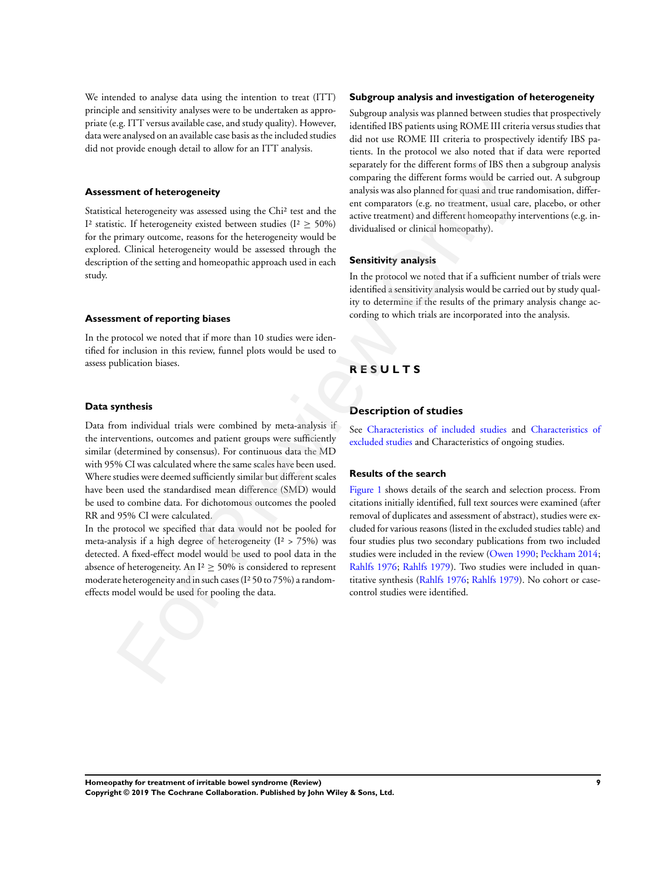We intended to analyse data using the intention to treat (ITT) principle and sensitivity analyses were to be undertaken as appropriate (e.g. ITT versus available case, and study quality). However, data were analysed on an available case basis as the included studies did not provide enough detail to allow for an ITT analysis.

### Assessment of heterogeneity

Statistical heterogeneity was assessed using the Chi² test and the $I^2$ statistic. If heterogeneity existed between studies ($I^2 \geq 50\%$) for the primary outcome, reasons for the heterogeneity would be explored. Clinical heterogeneity would be assessed through the description of the setting and homeopathic approach used in each study.

### Assessment of reporting biases

In the protocol we noted that if more than 10 studies were identified for inclusion in this review, funnel plots would be used to assess publication biases.

### Data synthesis

Data from individual trials were combined by meta-analysis if the interventions, outcomes and patient groups were sufficiently similar (determined by consensus). For continuous data the MD with 95% CI was calculated where the same scales have been used. Where studies were deemed sufficiently similar but different scales have been used the standardised mean difference (SMD) would be used to combine data. For dichotomous outcomes the pooled RR and 95% CI were calculated.

In the protocol we specified that data would not be pooled for meta-analysis if a high degree of heterogeneity ($I^2 > 75\%$) was detected. A fixed-effect model would be used to pool data in the absence of heterogeneity. An $I^2 \geq 50\%$ is considered to represent moderate heterogeneity and in such cases ($I^2$ 50 to 75%) a random-effects model would be used for pooling the data.

### Subgroup analysis and investigation of heterogeneity

Subgroup analysis was planned between studies that prospectively identified IBS patients using ROME III criteria versus studies that did not use ROME III criteria to prospectively identify IBS patients. In the protocol we also noted that if data were reported separately for the different forms of IBS then a subgroup analysis comparing the different forms would be carried out. A subgroup analysis was also planned for quasi and true randomisation, different comparators (e.g. no treatment, usual care, placebo, or other active treatment) and different homeopathy interventions (e.g. individualised or clinical homeopathy).

### Sensitivity analysis

In the protocol we noted that if a sufficient number of trials were identified a sensitivity analysis would be carried out by study quality to determine if the results of the primary analysis change according to which trials are incorporated into the analysis.

# RESULTS

## Description of studies

See Characteristics of included studies and Characteristics of excluded studies and Characteristics of ongoing studies.

### Results of the search

Figure 1 shows details of the search and selection process. From citations initially identified, full text sources were examined (after removal of duplicates and assessment of abstract), studies were excluded for various reasons (listed in the excluded studies table) and four studies plus two secondary publications from two included studies were included in the review (Owen 1990; Peckham 2014; Rahlfs 1976; Rahlfs 1979). Two studies were included in quantitative synthesis (Rahlfs 1976; Rahlfs 1979). No cohort or case-control studies were identified.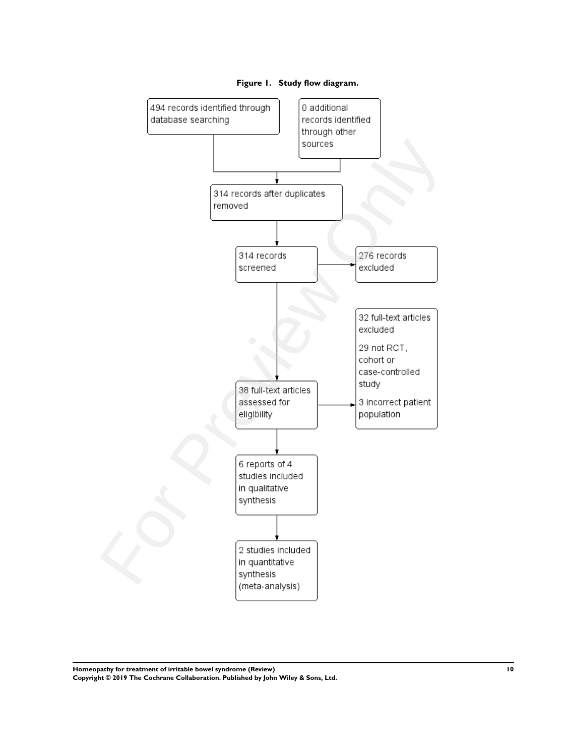**Figure 1. Study flow diagram.**

494 records identified through database searching

0 additional records identified through other sources

314 records after duplicates removed

314 records screened

276 records excluded

32 full-text articles excluded

29 not RCT, cohort or case-controlled study

3 incorrect patient population

38 full-text articles assessed for eligibility

6 reports of 4 studies included in qualitative synthesis

2 studies included in quantitative synthesis (meta-analysis)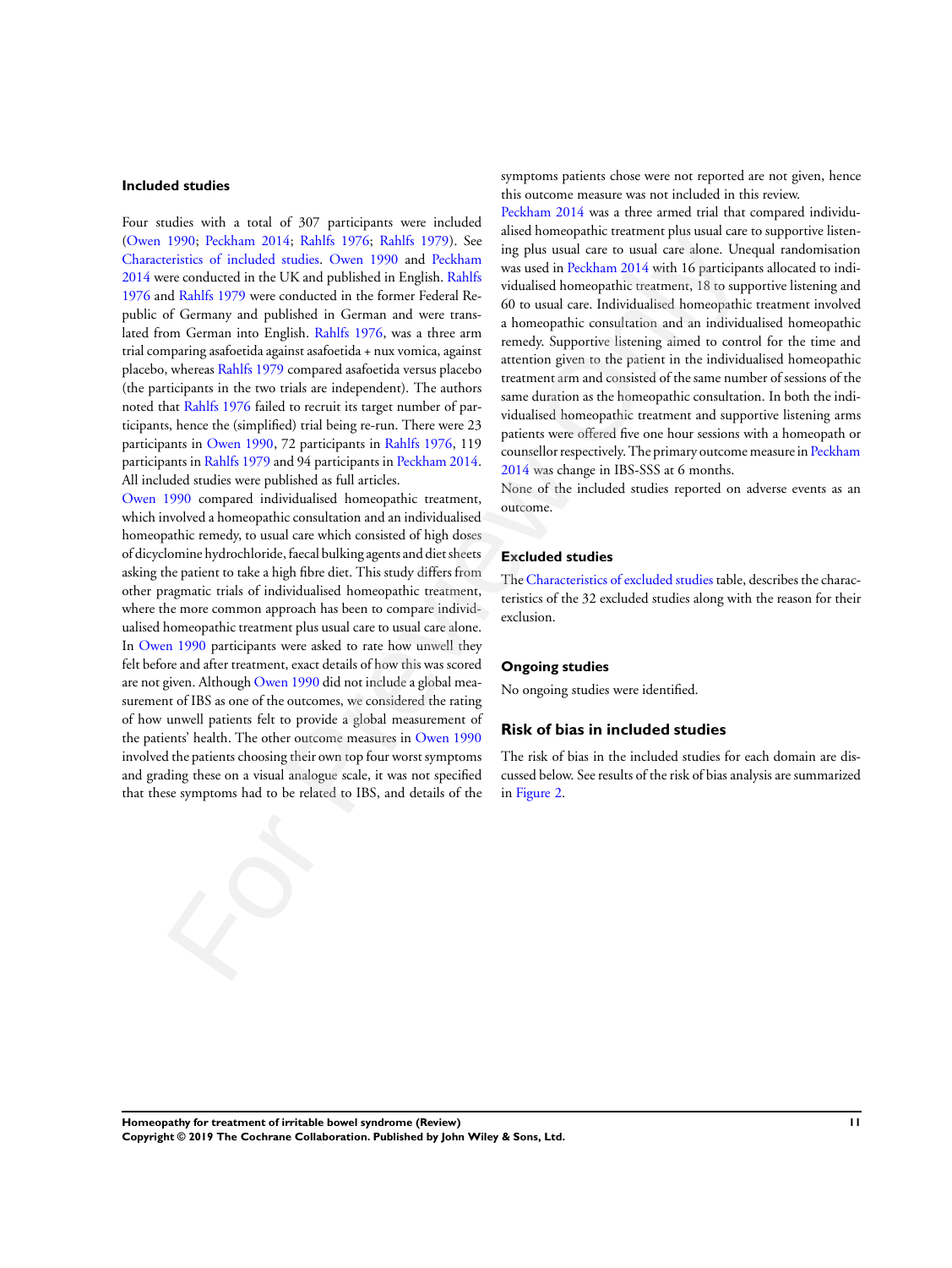### Included studies

Four studies with a total of 307 participants were included (Owen 1990; Peckham 2014; Rahlfs 1976; Rahlfs 1979). See Characteristics of included studies. Owen 1990 and Peckham 2014 were conducted in the UK and published in English. Rahlfs 1976 and Rahlfs 1979 were conducted in the former Federal Republic of Germany and published in German and were translated from German into English. Rahlfs 1976, was a three arm trial comparing asafoetida against asafoetida + nux vomica, against placebo, whereas Rahlfs 1979 compared asafoetida versus placebo (the participants in the two trials are independent). The authors noted that Rahlfs 1976 failed to recruit its target number of participants, hence the (simplified) trial being re-run. There were 23 participants in Owen 1990, 72 participants in Rahlfs 1976, 119 participants in Rahlfs 1979 and 94 participants in Peckham 2014. All included studies were published as full articles.

Owen 1990 compared individualised homeopathic treatment, which involved a homeopathic consultation and an individualised homeopathic remedy, to usual care which consisted of high doses of dicyclomine hydrochloride, faecal bulking agents and diet sheets asking the patient to take a high fibre diet. This study differs from other pragmatic trials of individualised homeopathic treatment, where the more common approach has been to compare individualised homeopathic treatment plus usual care to usual care alone. In Owen 1990 participants were asked to rate how unwell they felt before and after treatment, exact details of how this was scored are not given. Although Owen 1990 did not include a global measurement of IBS as one of the outcomes, we considered the rating of how unwell patients felt to provide a global measurement of the patients' health. The other outcome measures in Owen 1990 involved the patients choosing their own top four worst symptoms and grading these on a visual analogue scale, it was not specified that these symptoms had to be related to IBS, and details of the symptoms patients chose were not reported are not given, hence this outcome measure was not included in this review.

Peckham 2014 was a three armed trial that compared individualised homeopathic treatment plus usual care to supportive listening plus usual care to usual care alone. Unequal randomisation was used in Peckham 2014 with 16 participants allocated to individualised homeopathic treatment, 18 to supportive listening and 60 to usual care. Individualised homeopathic treatment involved a homeopathic consultation and an individualised homeopathic remedy. Supportive listening aimed to control for the time and attention given to the patient in the individualised homeopathic treatment arm and consisted of the same number of sessions of the same duration as the homeopathic consultation. In both the individualised homeopathic treatment and supportive listening arms patients were offered five one hour sessions with a homeopath or counsellor respectively. The primary outcome measure in Peckham 2014 was change in IBS-SSS at 6 months.

None of the included studies reported on adverse events as an outcome.

### Excluded studies

The Characteristics of excluded studies table, describes the characteristics of the 32 excluded studies along with the reason for their exclusion.

### Ongoing studies

No ongoing studies were identified.

## Risk of bias in included studies

The risk of bias in the included studies for each domain are discussed below. See results of the risk of bias analysis are summarized in Figure 2.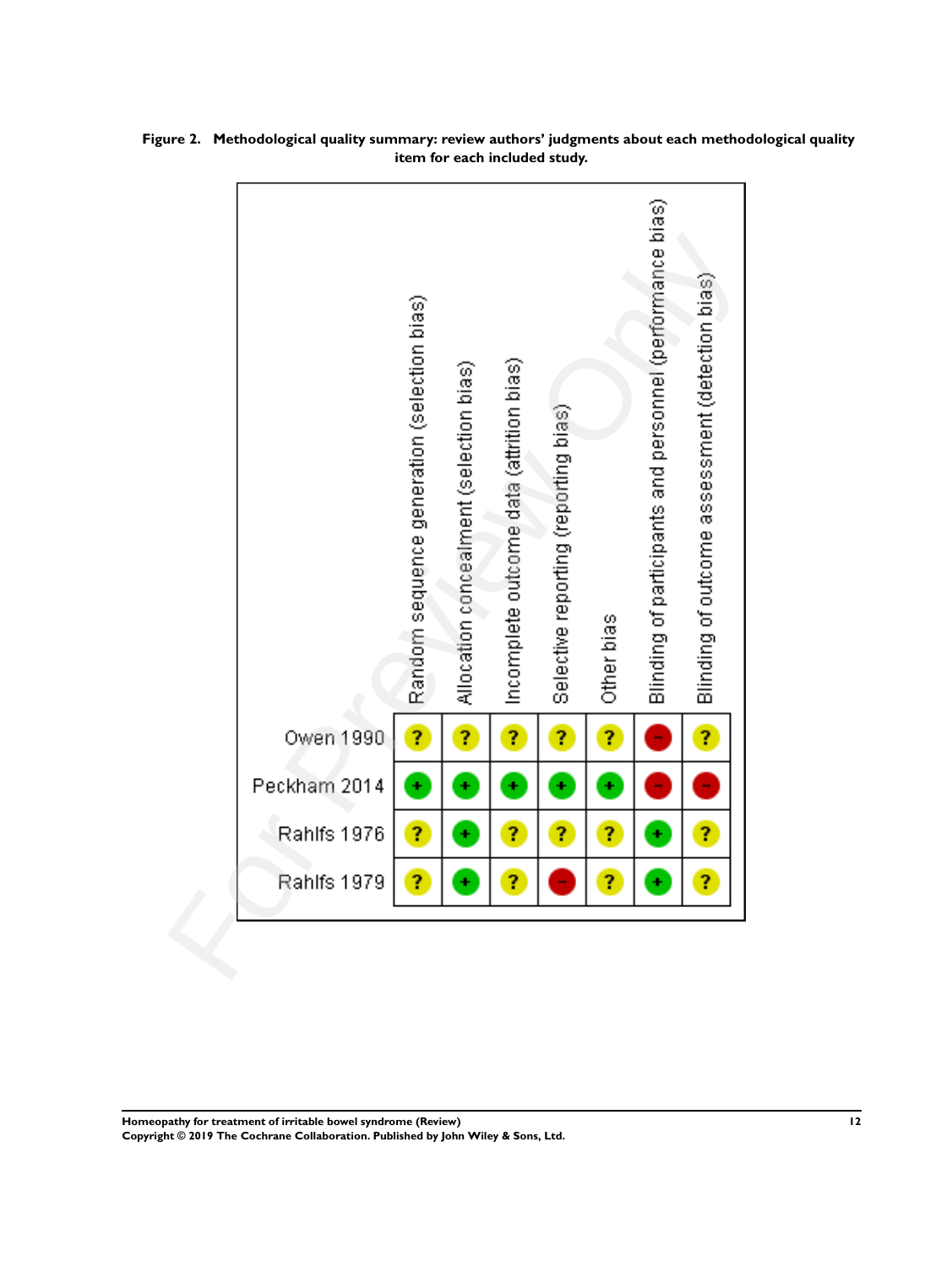**Figure 2. Methodological quality summary: review authors' judgments about each methodological quality item for each included study.**

| | Random sequence generation (selection bias) | Allocation concealment (selection bias) | Incomplete outcome data (attrition bias) | Selective reporting (reporting bias) | Other bias | Blinding of participants and personnel (performance bias) | Blinding of outcome assessment (detection bias) |
|---|---|---|---|---|---|---|---|
| Owen 1990 | ? | ? | ? | ? | ? | - | ? |
| Peckham 2014 | + | + | + | + | + | - | - |
| Rahlfs 1976 | ? | + | ? | ? | ? | + | ? |
| Rahlfs 1979 | ? | + | ? | - | ? | + | ? |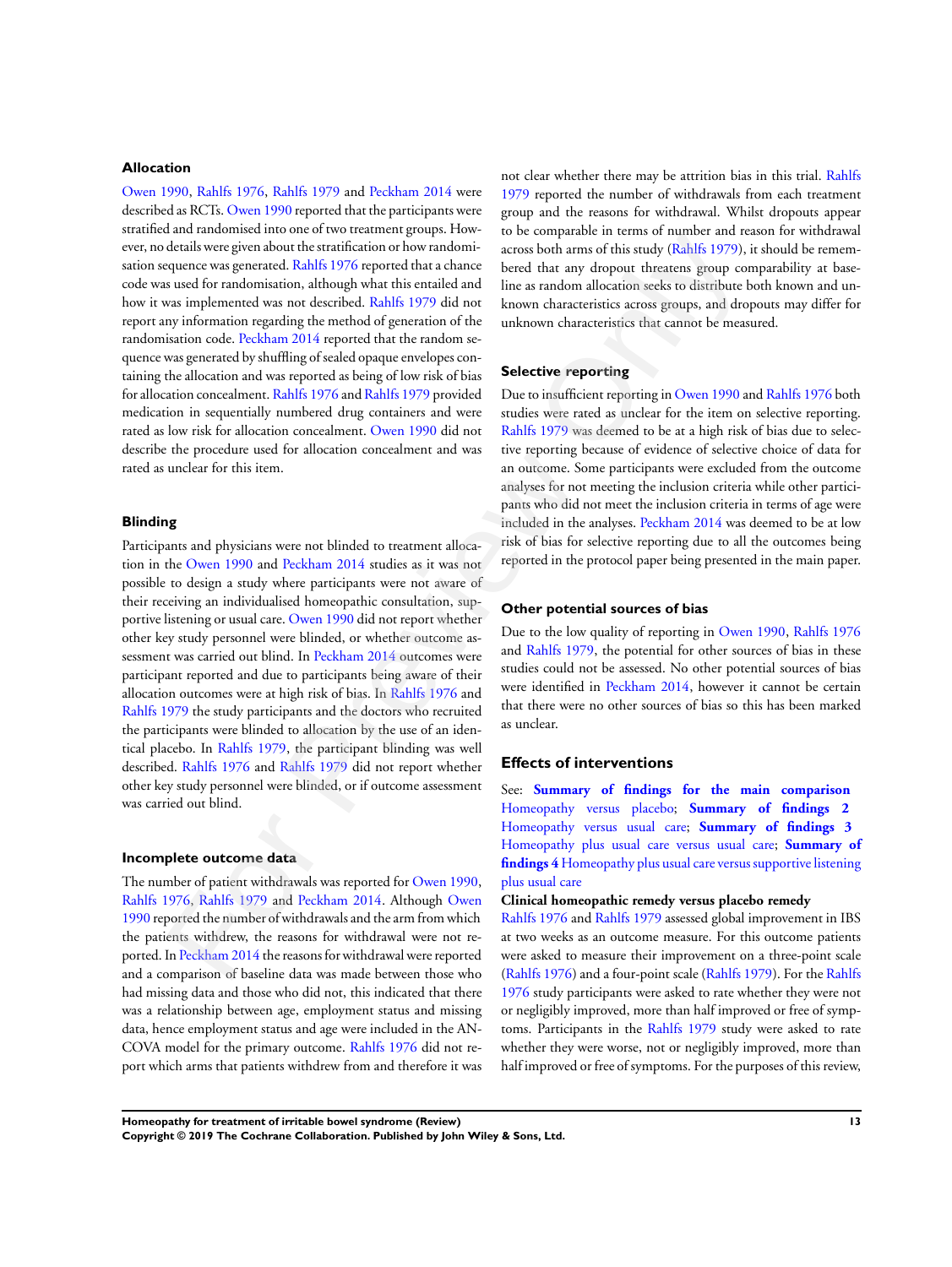### Allocation

Owen 1990, Rahlfs 1976, Rahlfs 1979 and Peckham 2014 were described as RCTs. Owen 1990 reported that the participants were stratified and randomised into one of two treatment groups. However, no details were given about the stratification or how randomisation sequence was generated. Rahlfs 1976 reported that a chance code was used for randomisation, although what this entailed and how it was implemented was not described. Rahlfs 1979 did not report any information regarding the method of generation of the randomisation code. Peckham 2014 reported that the random sequence was generated by shuffling of sealed opaque envelopes containing the allocation and was reported as being of low risk of bias for allocation concealment. Rahlfs 1976 and Rahlfs 1979 provided medication in sequentially numbered drug containers and were rated as low risk for allocation concealment. Owen 1990 did not describe the procedure used for allocation concealment and was rated as unclear for this item.

### Blinding

Participants and physicians were not blinded to treatment allocation in the Owen 1990 and Peckham 2014 studies as it was not possible to design a study where participants were not aware of their receiving an individualised homeopathic consultation, supportive listening or usual care. Owen 1990 did not report whether other key study personnel were blinded, or whether outcome assessment was carried out blind. In Peckham 2014 outcomes were participant reported and due to participants being aware of their allocation outcomes were at high risk of bias. In Rahlfs 1976 and Rahlfs 1979 the study participants and the doctors who recruited the participants were blinded to allocation by the use of an identical placebo. In Rahlfs 1979, the participant blinding was well described. Rahlfs 1976 and Rahlfs 1979 did not report whether other key study personnel were blinded, or if outcome assessment was carried out blind.

### Incomplete outcome data

The number of patient withdrawals was reported for Owen 1990, Rahlfs 1976, Rahlfs 1979 and Peckham 2014. Although Owen 1990 reported the number of withdrawals and the arm from which the patients withdrew, the reasons for withdrawal were not reported. In Peckham 2014 the reasons for withdrawal were reported and a comparison of baseline data was made between those who had missing data and those who did not, this indicated that there was a relationship between age, employment status and missing data, hence employment status and age were included in the ANCOVA model for the primary outcome. Rahlfs 1976 did not report which arms that patients withdrew from and therefore it was not clear whether there may be attrition bias in this trial. Rahlfs 1979 reported the number of withdrawals from each treatment group and the reasons for withdrawal. Whilst dropouts appear to be comparable in terms of number and reason for withdrawal across both arms of this study (Rahlfs 1979), it should be remembered that any dropout threatens group comparability at baseline as random allocation seeks to distribute both known and unknown characteristics across groups, and dropouts may differ for unknown characteristics that cannot be measured.

### Selective reporting

Due to insufficient reporting in Owen 1990 and Rahlfs 1976 both studies were rated as unclear for the item on selective reporting. Rahlfs 1979 was deemed to be at a high risk of bias due to selective reporting because of evidence of selective choice of data for an outcome. Some participants were excluded from the outcome analyses for not meeting the inclusion criteria while other participants who did not meet the inclusion criteria in terms of age were included in the analyses. Peckham 2014 was deemed to be at low risk of bias for selective reporting due to all the outcomes being reported in the protocol paper being presented in the main paper.

### Other potential sources of bias

Due to the low quality of reporting in Owen 1990, Rahlfs 1976 and Rahlfs 1979, the potential for other sources of bias in these studies could not be assessed. No other potential sources of bias were identified in Peckham 2014, however it cannot be certain that there were no other sources of bias so this has been marked as unclear.

## Effects of interventions

See: **Summary of findings for the main comparison** Homeopathy versus placebo; **Summary of findings 2** Homeopathy versus usual care; **Summary of findings 3** Homeopathy plus usual care versus usual care; **Summary of findings 4** Homeopathy plus usual care versus supportive listening plus usual care

**Clinical homeopathic remedy versus placebo remedy**

Rahlfs 1976 and Rahlfs 1979 assessed global improvement in IBS at two weeks as an outcome measure. For this outcome patients were asked to measure their improvement on a three-point scale (Rahlfs 1976) and a four-point scale (Rahlfs 1979). For the Rahlfs 1976 study participants were asked to rate whether they were not or negligibly improved, more than half improved or free of symptoms. Participants in the Rahlfs 1979 study were asked to rate whether they were worse, not or negligibly improved, more than half improved or free of symptoms. For the purposes of this review,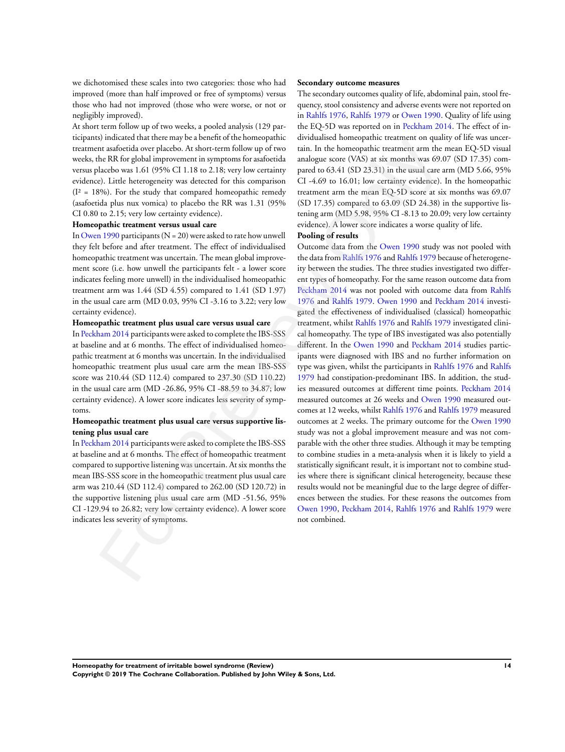we dichotomised these scales into two categories: those who had improved (more than half improved or free of symptoms) versus those who had not improved (those who were worse, or not or negligibly improved).

At short term follow up of two weeks, a pooled analysis (129 participants) indicated that there may be a benefit of the homeopathic treatment asafoetida over placebo. At short-term follow up of two weeks, the RR for global improvement in symptoms for asafoetida versus placebo was 1.61 (95% CI 1.18 to 2.18; very low certainty evidence). Little heterogeneity was detected for this comparison ($I^2$ = 18%). For the study that compared homeopathic remedy (asafoetida plus nux vomica) to placebo the RR was 1.31 (95% CI 0.80 to 2.15; very low certainty evidence).

**Homeopathic treatment versus usual care**

In Owen 1990 participants (N = 20) were asked to rate how unwell they felt before and after treatment. The effect of individualised homeopathic treatment was uncertain. The mean global improvement score (i.e. how unwell the participants felt - a lower score indicates feeling more unwell) in the individualised homeopathic treatment arm was 1.44 (SD 4.55) compared to 1.41 (SD 1.97) in the usual care arm (MD 0.03, 95% CI -3.16 to 3.22; very low certainty evidence).

**Homeopathic treatment plus usual care versus usual care**

In Peckham 2014 participants were asked to complete the IBS-SSS at baseline and at 6 months. The effect of individualised homeopathic treatment at 6 months was uncertain. In the individualised homeopathic treatment plus usual care arm the mean IBS-SSS score was 210.44 (SD 112.4) compared to 237.30 (SD 110.22) in the usual care arm (MD -26.86, 95% CI -88.59 to 34.87; low certainty evidence). A lower score indicates less severity of symptoms.

**Homeopathic treatment plus usual care versus supportive listening plus usual care**

In Peckham 2014 participants were asked to complete the IBS-SSS at baseline and at 6 months. The effect of homeopathic treatment compared to supportive listening was uncertain. At six months the mean IBS-SSS score in the homeopathic treatment plus usual care arm was 210.44 (SD 112.4) compared to 262.00 (SD 120.72) in the supportive listening plus usual care arm (MD -51.56, 95% CI -129.94 to 26.82; very low certainty evidence). A lower score indicates less severity of symptoms.

**Secondary outcome measures**

The secondary outcomes quality of life, abdominal pain, stool frequency, stool consistency and adverse events were not reported on in Rahlfs 1976, Rahlfs 1979 or Owen 1990. Quality of life using the EQ-5D was reported on in Peckham 2014. The effect of individualised homeopathic treatment on quality of life was uncertain. In the homeopathic treatment arm the mean EQ-5D visual analogue score (VAS) at six months was 69.07 (SD 17.35) compared to 63.41 (SD 23.31) in the usual care arm (MD 5.66, 95% CI -4.69 to 16.01; low certainty evidence). In the homeopathic treatment arm the mean EQ-5D score at six months was 69.07 (SD 17.35) compared to 63.09 (SD 24.38) in the supportive listening arm (MD 5.98, 95% CI -8.13 to 20.09; very low certainty evidence). A lower score indicates a worse quality of life.

**Pooling of results**

Outcome data from the Owen 1990 study was not pooled with the data from Rahlfs 1976 and Rahlfs 1979 because of heterogeneity between the studies. The three studies investigated two different types of homeopathy. For the same reason outcome data from Peckham 2014 was not pooled with outcome data from Rahlfs 1976 and Rahlfs 1979. Owen 1990 and Peckham 2014 investigated the effectiveness of individualised (classical) homeopathic treatment, whilst Rahlfs 1976 and Rahlfs 1979 investigated clinical homeopathy. The type of IBS investigated was also potentially different. In the Owen 1990 and Peckham 2014 studies participants were diagnosed with IBS and no further information on type was given, whilst the participants in Rahlfs 1976 and Rahlfs 1979 had constipation-predominant IBS. In addition, the studies measured outcomes at different time points. Peckham 2014 measured outcomes at 26 weeks and Owen 1990 measured outcomes at 12 weeks, whilst Rahlfs 1976 and Rahlfs 1979 measured outcomes at 2 weeks. The primary outcome for the Owen 1990 study was not a global improvement measure and was not comparable with the other three studies. Although it may be tempting to combine studies in a meta-analysis when it is likely to yield a statistically significant result, it is important not to combine studies where there is significant clinical heterogeneity, because these results would not be meaningful due to the large degree of differences between the studies. For these reasons the outcomes from Owen 1990, Peckham 2014, Rahlfs 1976 and Rahlfs 1979 were not combined.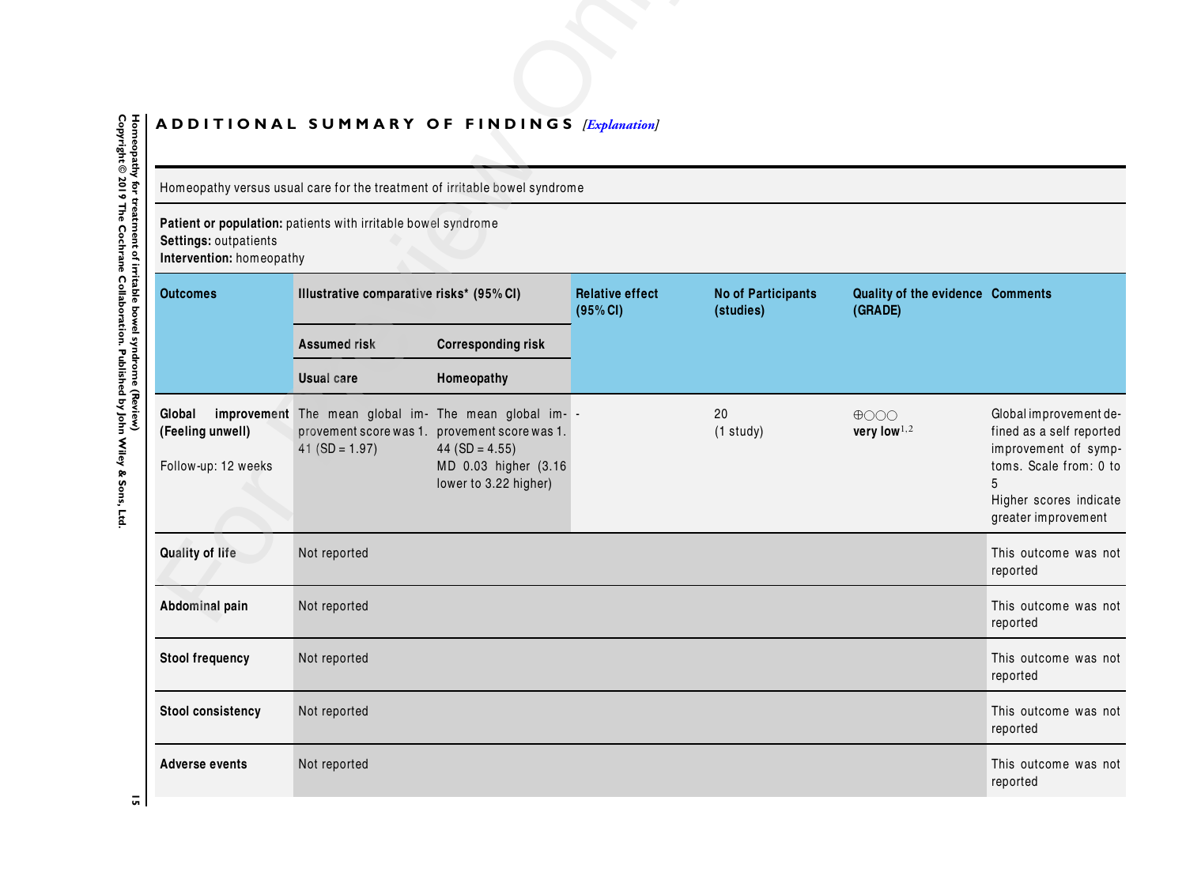## ADDITIONAL SUMMARY OF FINDINGS *[Explanation]*

| Homeopathy versus usual care for the treatment of irritable bowel syndrome | | | | | | |
|---|---|---|---|---|---|---|
| **Patient or population:** patients with irritable bowel syndrome<br>**Settings:** outpatients<br>**Intervention:** homeopathy | | | | | | |
| **Outcomes** | **Illustrative comparative risks* (95% CI)** | | **Relative effect (95% CI)** | **No of Participants (studies)** | **Quality of the evidence (GRADE)** | **Comments** |
| | **Assumed risk** | **Corresponding risk** | | | | |
| | **Usual care** | **Homeopathy** | | | | |
| **Global improvement (Feeling unwell)**<br><br>Follow-up: 12 weeks | The mean global improvement score was 1.41 (SD = 1.97) | The mean global improvement score was 1.44 (SD = 4.55)<br>MD 0.03 higher (3.16 lower to 3.22 higher) | - | 20<br>(1 study) | ⊕○○○<br>**very low**[1,2] | Global improvement defined as a self reported improvement of symptoms. Scale from: 0 to 5<br>Higher scores indicate greater improvement |
| **Quality of life** | Not reported | | | | | This outcome was not reported |
| **Abdominal pain** | Not reported | | | | | This outcome was not reported |
| **Stool frequency** | Not reported | | | | | This outcome was not reported |
| **Stool consistency** | Not reported | | | | | This outcome was not reported |
| **Adverse events** | Not reported | | | | | This outcome was not reported |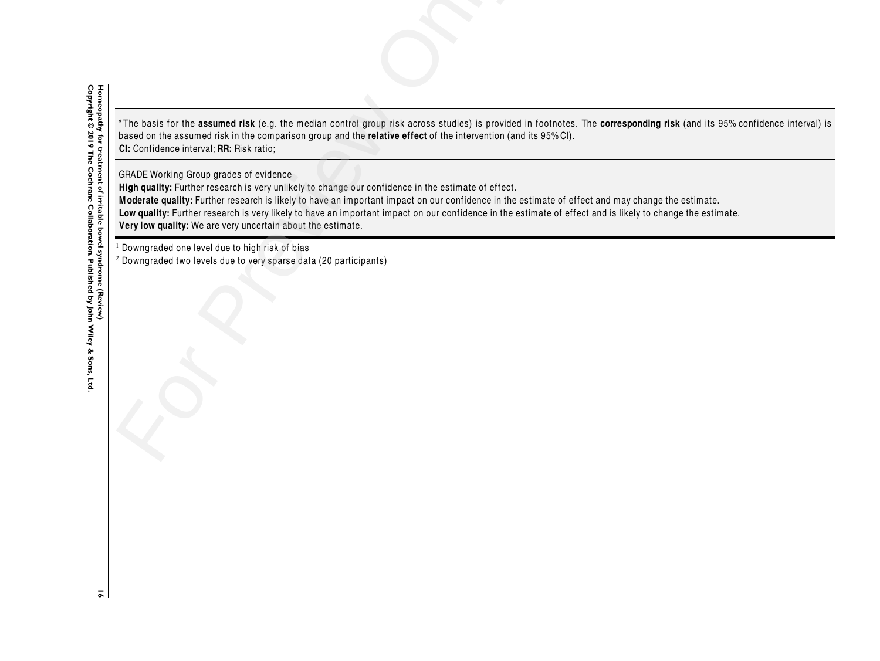*The basis for the **assumed risk** (e.g. the median control group risk across studies) is provided in footnotes. The **corresponding risk** (and its 95% confidence interval) is based on the assumed risk in the comparison group and the **relative effect** of the intervention (and its 95% CI).
**CI:** Confidence interval; **RR:** Risk ratio;

GRADE Working Group grades of evidence
**High quality:** Further research is very unlikely to change our confidence in the estimate of effect.
**Moderate quality:** Further research is likely to have an important impact on our confidence in the estimate of effect and may change the estimate.
**Low quality:** Further research is very likely to have an important impact on our confidence in the estimate of effect and is likely to change the estimate.
**Very low quality:** We are very uncertain about the estimate.

[1] Downgraded one level due to high risk of bias
[2] Downgraded two levels due to very sparse data (20 participants)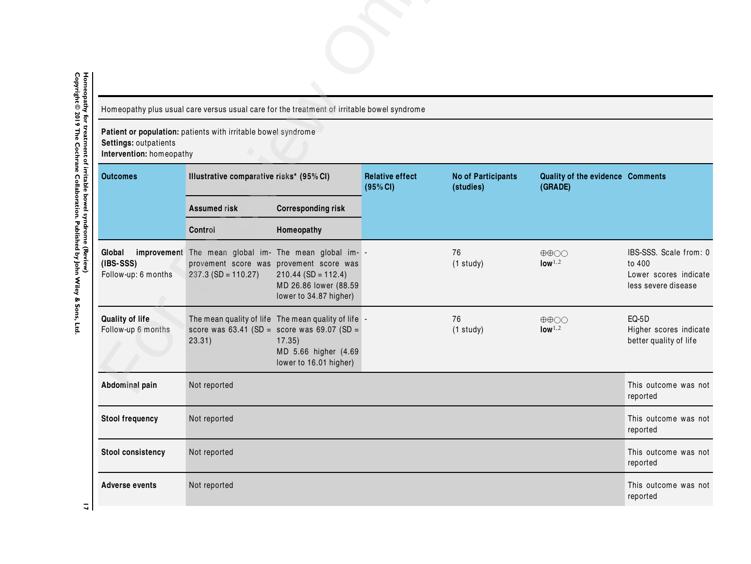Homeopathy plus usual care versus usual care for the treatment of irritable bowel syndrome

**Patient or population:** patients with irritable bowel syndrome
**Settings:** outpatients
**Intervention:** homeopathy

| Outcomes | Illustrative comparative risks* (95% CI) | | Relative effect (95% CI) | No of Participants (studies) | Quality of the evidence (GRADE) | Comments |
|---|---|---|---|---|---|---|
| | Assumed risk | Corresponding risk | | | | |
| | Control | Homeopathy | | | | |
| **Global improvement (IBS-SSS)** Follow-up: 6 months | The mean global improvement score was 237.3 (SD = 110.27) | The mean global improvement score was 210.44 (SD = 112.4) MD 26.86 lower (88.59 lower to 34.87 higher) | - | 76 (1 study) | ⊕⊕○○ **low**[1,2] | IBS-SSS. Scale from: 0 to 400 Lower scores indicate less severe disease |
| **Quality of life** Follow-up 6 months | The mean quality of life score was 63.41 (SD = 23.31) | The mean quality of life score was 69.07 (SD = 17.35) MD 5.66 higher (4.69 lower to 16.01 higher) | - | 76 (1 study) | ⊕⊕○○ **low**[1,2] | EQ-5D Higher scores indicate better quality of life |
| **Abdominal pain** | Not reported | | | | | This outcome was not reported |
| **Stool frequency** | Not reported | | | | | This outcome was not reported |
| **Stool consistency** | Not reported | | | | | This outcome was not reported |
| **Adverse events** | Not reported | | | | | This outcome was not reported |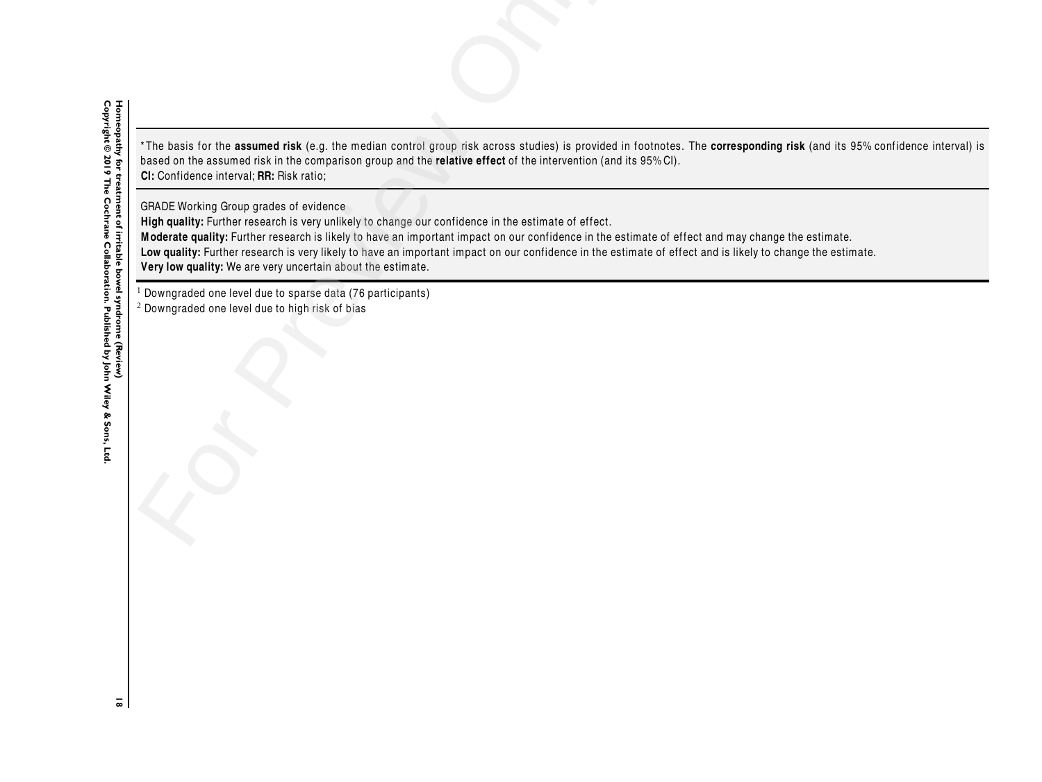*The basis for the **assumed risk** (e.g. the median control group risk across studies) is provided in footnotes. The **corresponding risk** (and its 95% confidence interval) is based on the assumed risk in the comparison group and the **relative effect** of the intervention (and its 95% CI).
**CI:** Confidence interval; **RR:** Risk ratio;

GRADE Working Group grades of evidence
**High quality:** Further research is very unlikely to change our confidence in the estimate of effect.
**Moderate quality:** Further research is likely to have an important impact on our confidence in the estimate of effect and may change the estimate.
**Low quality:** Further research is very likely to have an important impact on our confidence in the estimate of effect and is likely to change the estimate.
**Very low quality:** We are very uncertain about the estimate.

[1] Downgraded one level due to sparse data (76 participants)
[2] Downgraded one level due to high risk of bias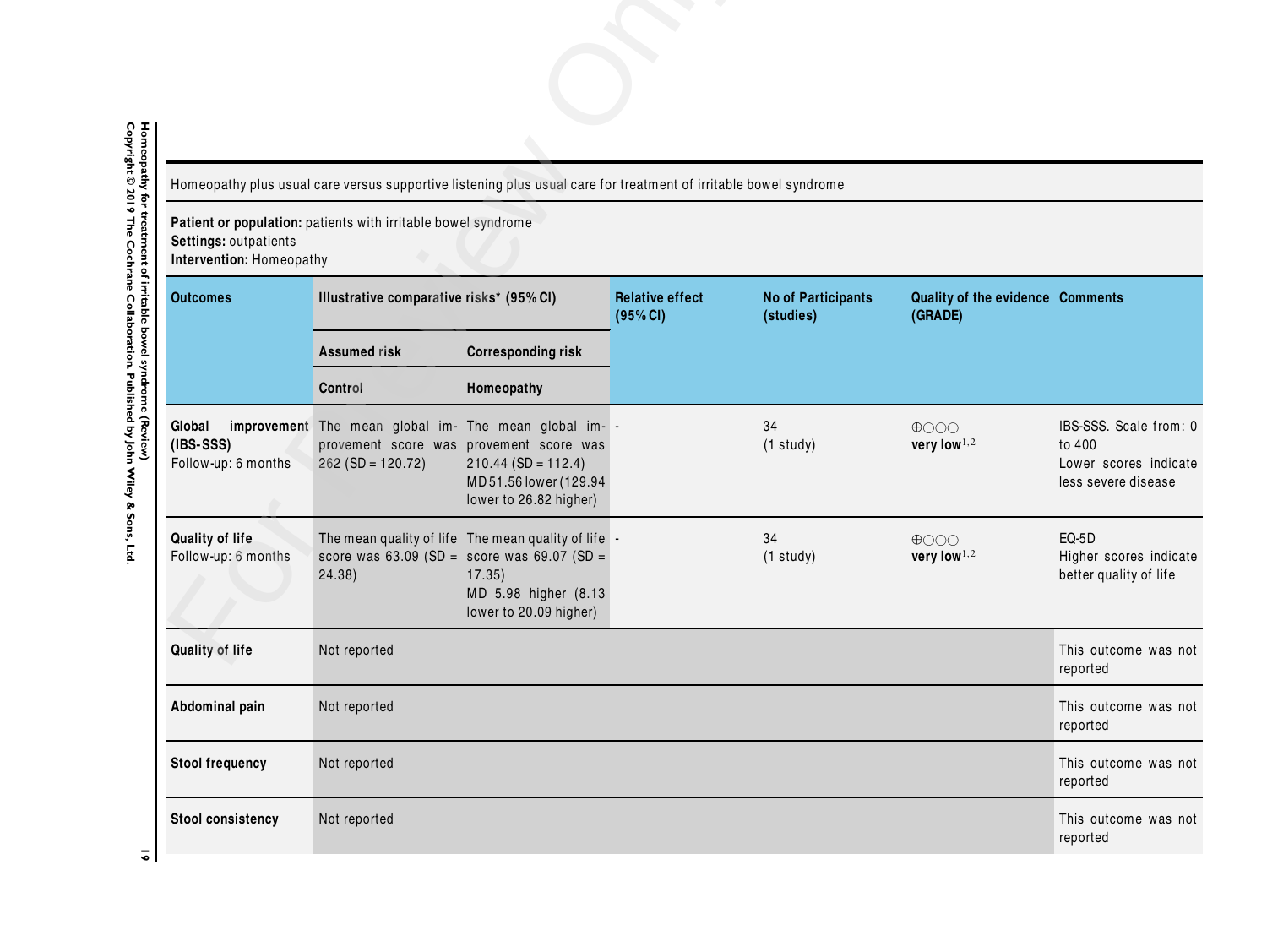Homeopathy plus usual care versus supportive listening plus usual care for treatment of irritable bowel syndrome

**Patient or population:** patients with irritable bowel syndrome
**Settings:** outpatients
**Intervention:** Homeopathy

| Outcomes | Illustrative comparative risks* (95% CI) | | Relative effect (95% CI) | No of Participants (studies) | Quality of the evidence (GRADE) | Comments |
|---|---|---|---|---|---|---|
| | Assumed risk | Corresponding risk | | | | |
| | Control | Homeopathy | | | | |
| **Global improvement (IBS-SSS)** Follow-up: 6 months | The mean global improvement score was 262 (SD = 120.72) | The mean global improvement score was 210.44 (SD = 112.4) MD 51.56 lower (129.94 lower to 26.82 higher) | - | 34 (1 study) | ⊕○○○ **very low**[1,2] | IBS-SSS. Scale from: 0 to 400 Lower scores indicate less severe disease |
| **Quality of life** Follow-up: 6 months | The mean quality of life score was 63.09 (SD = 24.38) | The mean quality of life score was 69.07 (SD = 17.35) MD 5.98 higher (8.13 lower to 20.09 higher) | - | 34 (1 study) | ⊕○○○ **very low**[1,2] | EQ-5D Higher scores indicate better quality of life |
| **Quality of life** | Not reported | | | | | This outcome was not reported |
| **Abdominal pain** | Not reported | | | | | This outcome was not reported |
| **Stool frequency** | Not reported | | | | | This outcome was not reported |
| **Stool consistency** | Not reported | | | | | This outcome was not reported |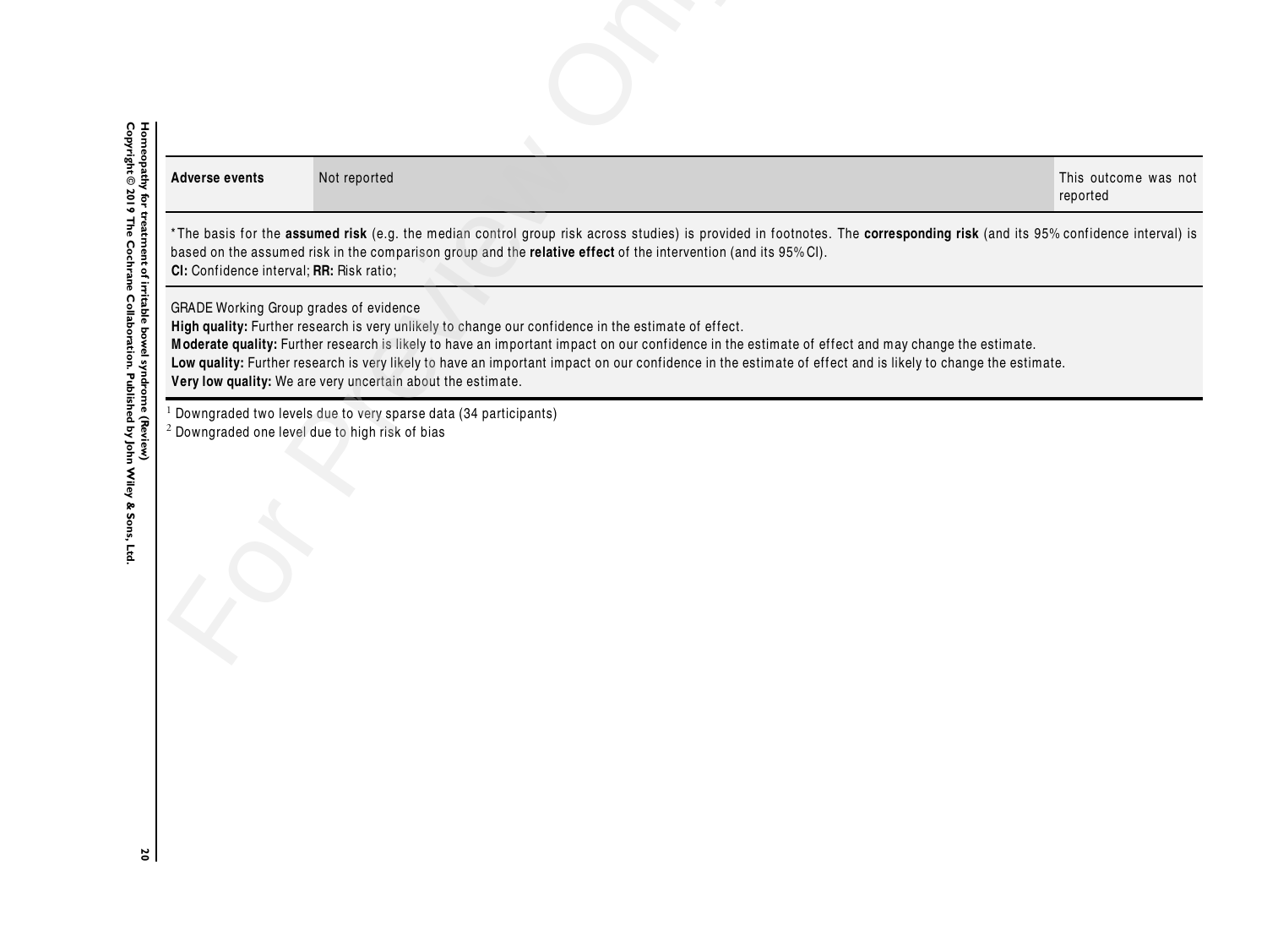| | | |
|---|---|---|
| **Adverse events** | Not reported | This outcome was not reported |

*The basis for the **assumed risk** (e.g. the median control group risk across studies) is provided in footnotes. The **corresponding risk** (and its 95% confidence interval) is based on the assumed risk in the comparison group and the **relative effect** of the intervention (and its 95% CI).
**CI:** Confidence interval; **RR:** Risk ratio;

GRADE Working Group grades of evidence
**High quality:** Further research is very unlikely to change our confidence in the estimate of effect.
**Moderate quality:** Further research is likely to have an important impact on our confidence in the estimate of effect and may change the estimate.
**Low quality:** Further research is very likely to have an important impact on our confidence in the estimate of effect and is likely to change the estimate.
**Very low quality:** We are very uncertain about the estimate.

[1] Downgraded two levels due to very sparse data (34 participants)
[2] Downgraded one level due to high risk of bias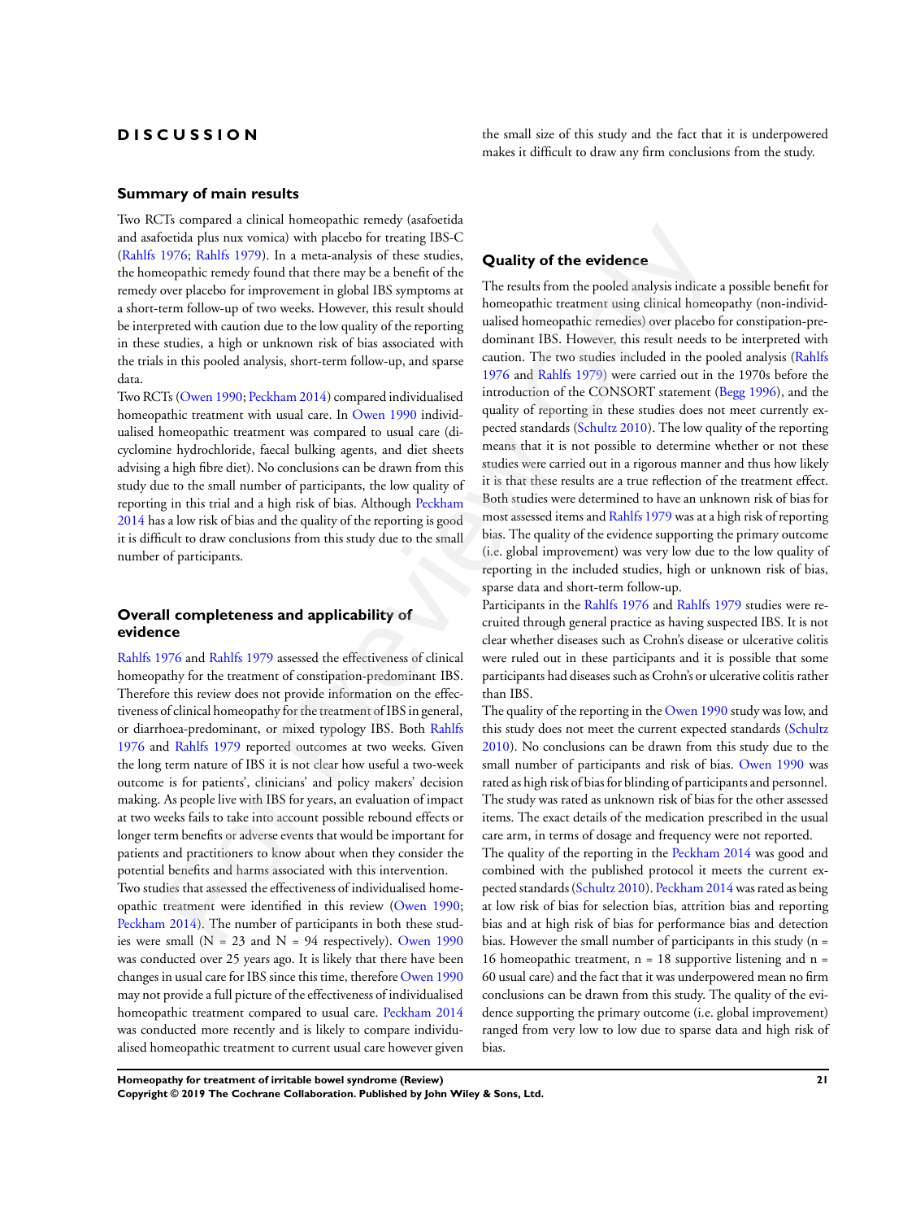# DISCUSSION

## Summary of main results

Two RCTs compared a clinical homeopathic remedy (asafoetida and asafoetida plus nux vomica) with placebo for treating IBS-C (Rahlfs 1976; Rahlfs 1979). In a meta-analysis of these studies, the homeopathic remedy found that there may be a benefit of the remedy over placebo for improvement in global IBS symptoms at a short-term follow-up of two weeks. However, this result should be interpreted with caution due to the low quality of the reporting in these studies, a high or unknown risk of bias associated with the trials in this pooled analysis, short-term follow-up, and sparse data.

Two RCTs (Owen 1990; Peckham 2014) compared individualised homeopathic treatment with usual care. In Owen 1990 individualised homeopathic treatment was compared to usual care (dicyclomine hydrochloride, faecal bulking agents, and diet sheets advising a high fibre diet). No conclusions can be drawn from this study due to the small number of participants, the low quality of reporting in this trial and a high risk of bias. Although Peckham 2014 has a low risk of bias and the quality of the reporting is good it is difficult to draw conclusions from this study due to the small number of participants.

## Overall completeness and applicability of evidence

Rahlfs 1976 and Rahlfs 1979 assessed the effectiveness of clinical homeopathy for the treatment of constipation-predominant IBS. Therefore this review does not provide information on the effectiveness of clinical homeopathy for the treatment of IBS in general, or diarrhoea-predominant, or mixed typology IBS. Both Rahlfs 1976 and Rahlfs 1979 reported outcomes at two weeks. Given the long term nature of IBS it is not clear how useful a two-week outcome is for patients', clinicians' and policy makers' decision making. As people live with IBS for years, an evaluation of impact at two weeks fails to take into account possible rebound effects or longer term benefits or adverse events that would be important for patients and practitioners to know about when they consider the potential benefits and harms associated with this intervention.

Two studies that assessed the effectiveness of individualised homeopathic treatment were identified in this review (Owen 1990; Peckham 2014). The number of participants in both these studies were small (N = 23 and N = 94 respectively). Owen 1990 was conducted over 25 years ago. It is likely that there have been changes in usual care for IBS since this time, therefore Owen 1990 may not provide a full picture of the effectiveness of individualised homeopathic treatment compared to usual care. Peckham 2014 was conducted more recently and is likely to compare individualised homeopathic treatment to current usual care however given the small size of this study and the fact that it is underpowered makes it difficult to draw any firm conclusions from the study.

## Quality of the evidence

The results from the pooled analysis indicate a possible benefit for homeopathic treatment using clinical homeopathy (non-individualised homeopathic remedies) over placebo for constipation-predominant IBS. However, this result needs to be interpreted with caution. The two studies included in the pooled analysis (Rahlfs 1976 and Rahlfs 1979) were carried out in the 1970s before the introduction of the CONSORT statement (Begg 1996), and the quality of reporting in these studies does not meet currently expected standards (Schultz 2010). The low quality of the reporting means that it is not possible to determine whether or not these studies were carried out in a rigorous manner and thus how likely it is that these results are a true reflection of the treatment effect. Both studies were determined to have an unknown risk of bias for most assessed items and Rahlfs 1979 was at a high risk of reporting bias. The quality of the evidence supporting the primary outcome (i.e. global improvement) was very low due to the low quality of reporting in the included studies, high or unknown risk of bias, sparse data and short-term follow-up.

Participants in the Rahlfs 1976 and Rahlfs 1979 studies were recruited through general practice as having suspected IBS. It is not clear whether diseases such as Crohn's disease or ulcerative colitis were ruled out in these participants and it is possible that some participants had diseases such as Crohn's or ulcerative colitis rather than IBS.

The quality of the reporting in the Owen 1990 study was low, and this study does not meet the current expected standards (Schultz 2010). No conclusions can be drawn from this study due to the small number of participants and risk of bias. Owen 1990 was rated as high risk of bias for blinding of participants and personnel. The study was rated as unknown risk of bias for the other assessed items. The exact details of the medication prescribed in the usual care arm, in terms of dosage and frequency were not reported.

The quality of the reporting in the Peckham 2014 was good and combined with the published protocol it meets the current expected standards (Schultz 2010). Peckham 2014 was rated as being at low risk of bias for selection bias, attrition bias and reporting bias and at high risk of bias for performance bias and detection bias. However the small number of participants in this study (n = 16 homeopathic treatment, n = 18 supportive listening and n = 60 usual care) and the fact that it was underpowered mean no firm conclusions can be drawn from this study. The quality of the evidence supporting the primary outcome (i.e. global improvement) ranged from very low to low due to sparse data and high risk of bias.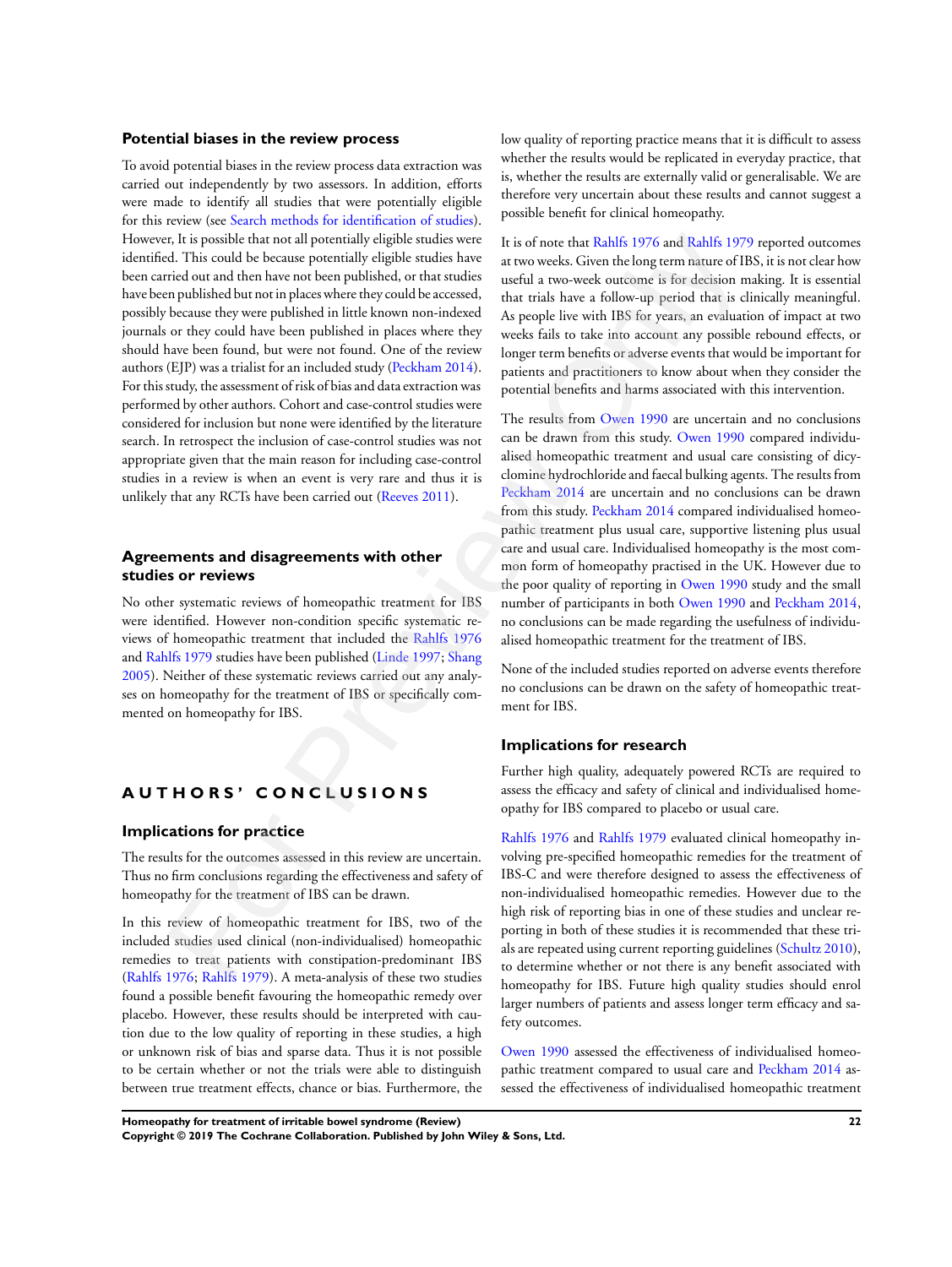## Potential biases in the review process

To avoid potential biases in the review process data extraction was carried out independently by two assessors. In addition, efforts were made to identify all studies that were potentially eligible for this review (see Search methods for identification of studies). However, It is possible that not all potentially eligible studies were identified. This could be because potentially eligible studies have been carried out and then have not been published, or that studies have been published but not in places where they could be accessed, possibly because they were published in little known non-indexed journals or they could have been published in places where they should have been found, but were not found. One of the review authors (EJP) was a trialist for an included study (Peckham 2014). For this study, the assessment of risk of bias and data extraction was performed by other authors. Cohort and case-control studies were considered for inclusion but none were identified by the literature search. In retrospect the inclusion of case-control studies was not appropriate given that the main reason for including case-control studies in a review is when an event is very rare and thus it is unlikely that any RCTs have been carried out (Reeves 2011).

## Agreements and disagreements with other studies or reviews

No other systematic reviews of homeopathic treatment for IBS were identified. However non-condition specific systematic reviews of homeopathic treatment that included the Rahlfs 1976 and Rahlfs 1979 studies have been published (Linde 1997; Shang 2005). Neither of these systematic reviews carried out any analyses on homeopathy for the treatment of IBS or specifically commented on homeopathy for IBS.

# AUTHORS' CONCLUSIONS

## Implications for practice

The results for the outcomes assessed in this review are uncertain. Thus no firm conclusions regarding the effectiveness and safety of homeopathy for the treatment of IBS can be drawn.

In this review of homeopathic treatment for IBS, two of the included studies used clinical (non-individualised) homeopathic remedies to treat patients with constipation-predominant IBS (Rahlfs 1976; Rahlfs 1979). A meta-analysis of these two studies found a possible benefit favouring the homeopathic remedy over placebo. However, these results should be interpreted with caution due to the low quality of reporting in these studies, a high or unknown risk of bias and sparse data. Thus it is not possible to be certain whether or not the trials were able to distinguish between true treatment effects, chance or bias. Furthermore, the low quality of reporting practice means that it is difficult to assess whether the results would be replicated in everyday practice, that is, whether the results are externally valid or generalisable. We are therefore very uncertain about these results and cannot suggest a possible benefit for clinical homeopathy.

It is of note that Rahlfs 1976 and Rahlfs 1979 reported outcomes at two weeks. Given the long term nature of IBS, it is not clear how useful a two-week outcome is for decision making. It is essential that trials have a follow-up period that is clinically meaningful. As people live with IBS for years, an evaluation of impact at two weeks fails to take into account any possible rebound effects, or longer term benefits or adverse events that would be important for patients and practitioners to know about when they consider the potential benefits and harms associated with this intervention.

The results from Owen 1990 are uncertain and no conclusions can be drawn from this study. Owen 1990 compared individualised homeopathic treatment and usual care consisting of dicyclomine hydrochloride and faecal bulking agents. The results from Peckham 2014 are uncertain and no conclusions can be drawn from this study. Peckham 2014 compared individualised homeopathic treatment plus usual care, supportive listening plus usual care and usual care. Individualised homeopathy is the most common form of homeopathy practised in the UK. However due to the poor quality of reporting in Owen 1990 study and the small number of participants in both Owen 1990 and Peckham 2014, no conclusions can be made regarding the usefulness of individualised homeopathic treatment for the treatment of IBS.

None of the included studies reported on adverse events therefore no conclusions can be drawn on the safety of homeopathic treatment for IBS.

## Implications for research

Further high quality, adequately powered RCTs are required to assess the efficacy and safety of clinical and individualised homeopathy for IBS compared to placebo or usual care.

Rahlfs 1976 and Rahlfs 1979 evaluated clinical homeopathy involving pre-specified homeopathic remedies for the treatment of IBS-C and were therefore designed to assess the effectiveness of non-individualised homeopathic remedies. However due to the high risk of reporting bias in one of these studies and unclear reporting in both of these studies it is recommended that these trials are repeated using current reporting guidelines (Schultz 2010), to determine whether or not there is any benefit associated with homeopathy for IBS. Future high quality studies should enrol larger numbers of patients and assess longer term efficacy and safety outcomes.

Owen 1990 assessed the effectiveness of individualised homeopathic treatment compared to usual care and Peckham 2014 assessed the effectiveness of individualised homeopathic treatment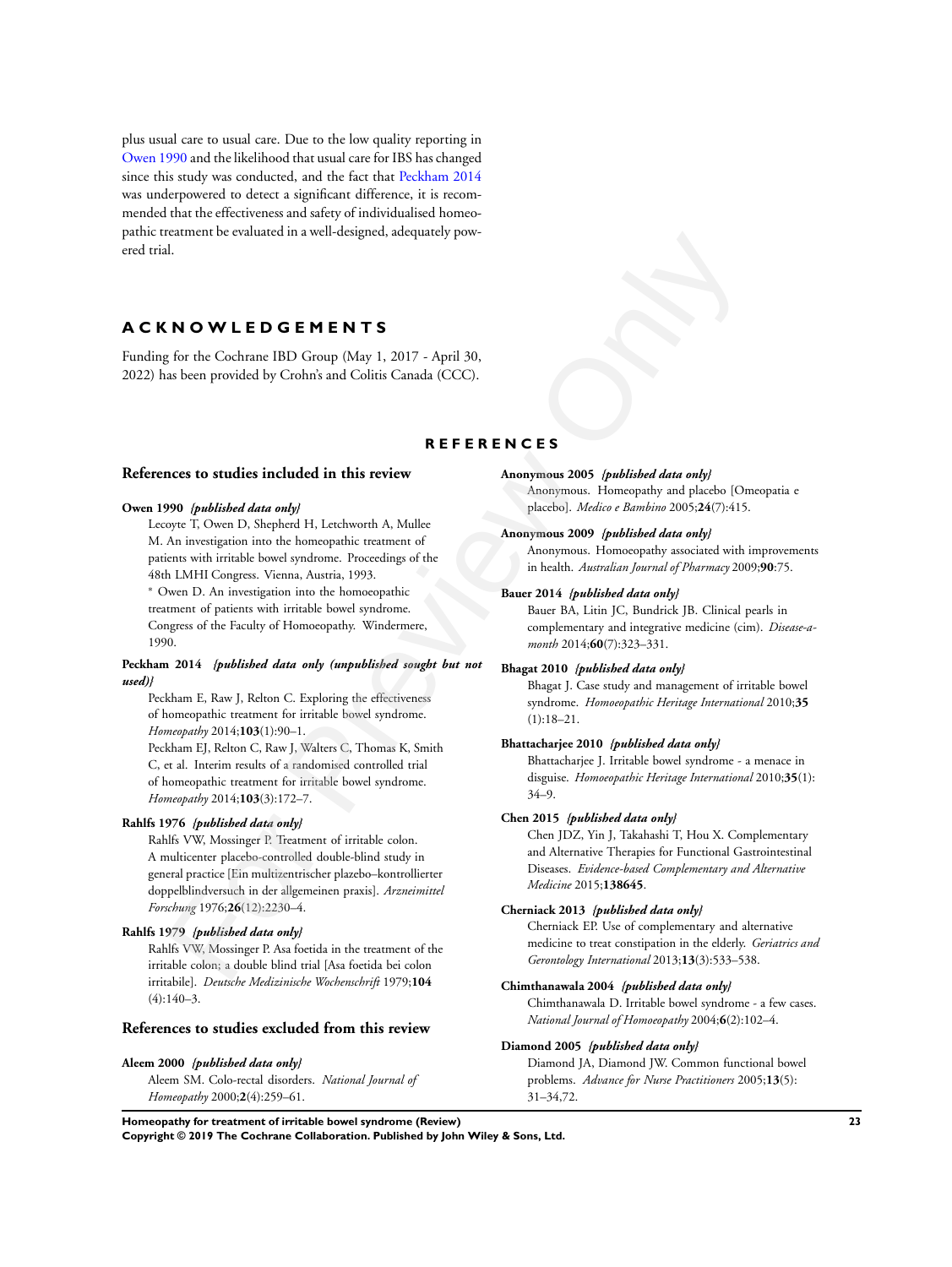plus usual care to usual care. Due to the low quality reporting in Owen 1990 and the likelihood that usual care for IBS has changed since this study was conducted, and the fact that Peckham 2014 was underpowered to detect a significant difference, it is recommended that the effectiveness and safety of individualised homeopathic treatment be evaluated in a well-designed, adequately powered trial.

# ACKNOWLEDGEMENTS

Funding for the Cochrane IBD Group (May 1, 2017 - April 30, 2022) has been provided by Crohn's and Colitis Canada (CCC).

# REFERENCES

## References to studies included in this review

**Owen 1990** *{published data only}*

Lecoyte T, Owen D, Shepherd H, Letchworth A, Mullee M. An investigation into the homeopathic treatment of patients with irritable bowel syndrome. Proceedings of the 48th LMHI Congress. Vienna, Austria, 1993.

* Owen D. An investigation into the homoeopathic treatment of patients with irritable bowel syndrome. Congress of the Faculty of Homoeopathy. Windermere, 1990.

**Peckham 2014** *{published data only (unpublished sought but not used)}*

Peckham E, Raw J, Relton C. Exploring the effectiveness of homeopathic treatment for irritable bowel syndrome. *Homeopathy* 2014;**103**(1):90–1.

Peckham EJ, Relton C, Raw J, Walters C, Thomas K, Smith C, et al. Interim results of a randomised controlled trial of homeopathic treatment for irritable bowel syndrome. *Homeopathy* 2014;**103**(3):172–7.

**Rahlfs 1976** *{published data only}*

Rahlfs VW, Mossinger P. Treatment of irritable colon. A multicenter placebo-controlled double-blind study in general practice [Ein multizentrischer plazebo–kontrollierter doppelblindversuch in der allgemeinen praxis]. *Arzneimittel Forschung* 1976;**26**(12):2230–4.

**Rahlfs 1979** *{published data only}*

Rahlfs VW, Mossinger P. Asa foetida in the treatment of the irritable colon; a double blind trial [Asa foetida bei colon irritabile]. *Deutsche Medizinische Wochenschrift* 1979;**104**(4):140–3.

## References to studies excluded from this review

**Aleem 2000** *{published data only}*

Aleem SM. Colo-rectal disorders. *National Journal of Homeopathy* 2000;**2**(4):259–61.

**Anonymous 2005** *{published data only}*

Anonymous. Homeopathy and placebo [Omeopatia e placebo]. *Medico e Bambino* 2005;**24**(7):415.

**Anonymous 2009** *{published data only}*

Anonymous. Homoeopathy associated with improvements in health. *Australian Journal of Pharmacy* 2009;**90**:75.

**Bauer 2014** *{published data only}*

Bauer BA, Litin JC, Bundrick JB. Clinical pearls in complementary and integrative medicine (cim). *Disease-a-month* 2014;**60**(7):323–331.

**Bhagat 2010** *{published data only}*

Bhagat J. Case study and management of irritable bowel syndrome. *Homoeopathic Heritage International* 2010;**35**(1):18–21.

**Bhattacharjee 2010** *{published data only}*

Bhattacharjee J. Irritable bowel syndrome - a menace in disguise. *Homoeopathic Heritage International* 2010;**35**(1):34–9.

**Chen 2015** *{published data only}*

Chen JDZ, Yin J, Takahashi T, Hou X. Complementary and Alternative Therapies for Functional Gastrointestinal Diseases. *Evidence-based Complementary and Alternative Medicine* 2015;**138645**.

**Cherniack 2013** *{published data only}*

Cherniack EP. Use of complementary and alternative medicine to treat constipation in the elderly. *Geriatrics and Gerontology International* 2013;**13**(3):533–538.

**Chimthanawala 2004** *{published data only}*

Chimthanawala D. Irritable bowel syndrome - a few cases. *National Journal of Homoeopathy* 2004;**6**(2):102–4.

**Diamond 2005** *{published data only}*

Diamond JA, Diamond JW. Common functional bowel problems. *Advance for Nurse Practitioners* 2005;**13**(5):31–34,72.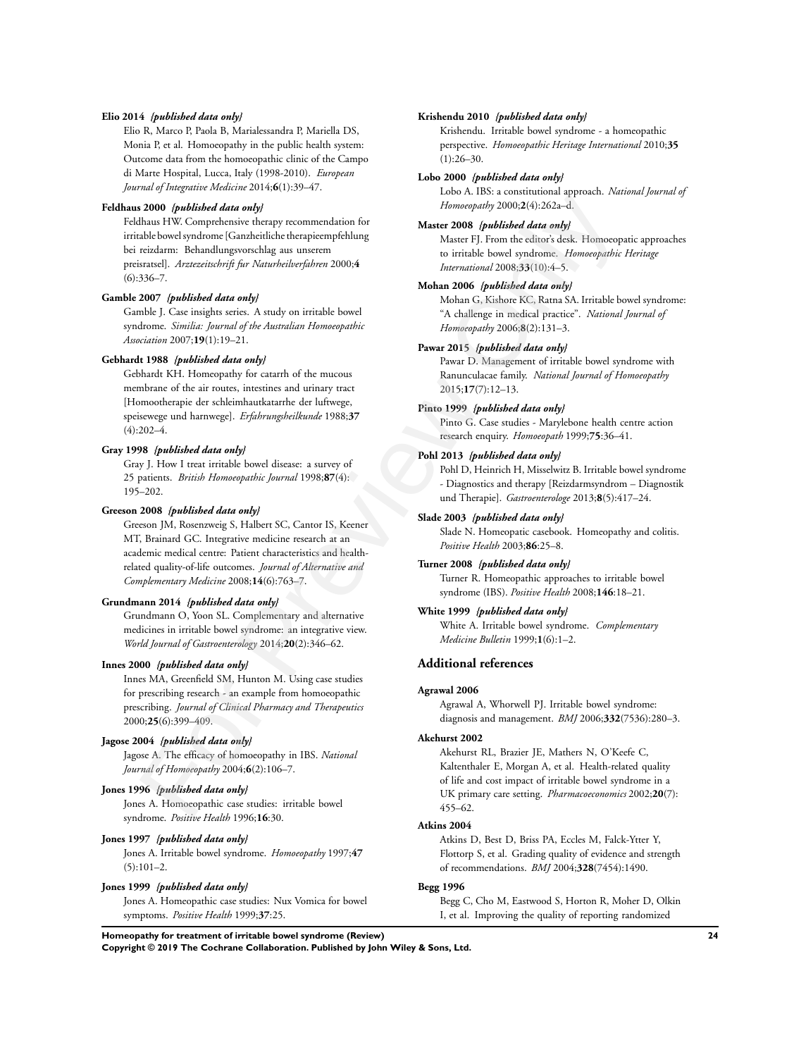**Elio 2014** *{published data only}*

Elio R, Marco P, Paola B, Marialessandra P, Mariella DS, Monia P, et al. Homoeopathy in the public health system: Outcome data from the homoeopathic clinic of the Campo di Marte Hospital, Lucca, Italy (1998-2010). *European Journal of Integrative Medicine* 2014;**6**(1):39–47.

**Feldhaus 2000** *{published data only}*

Feldhaus HW. Comprehensive therapy recommendation for irritable bowel syndrome [Ganzheitliche therapieempfehlung bei reizdarm: Behandlungsvorschlag aus unserem preisratsel]. *Arztezeitschrift fur Naturheilverfahren* 2000;**4** (6):336–7.

**Gamble 2007** *{published data only}*

Gamble J. Case insights series. A study on irritable bowel syndrome. *Similia: Journal of the Australian Homoeopathic Association* 2007;**19**(1):19–21.

**Gebhardt 1988** *{published data only}*

Gebhardt KH. Homeopathy for catarrh of the mucous membrane of the air routes, intestines and urinary tract [Homootherapie der schleimhautkatarrhe der luftwege, speisewege und harnwege]. *Erfahrungsheilkunde* 1988;**37** (4):202–4.

**Gray 1998** *{published data only}*

Gray J. How I treat irritable bowel disease: a survey of 25 patients. *British Homoeopathic Journal* 1998;**87**(4): 195–202.

**Greeson 2008** *{published data only}*

Greeson JM, Rosenzweig S, Halbert SC, Cantor IS, Keener MT, Brainard GC. Integrative medicine research at an academic medical centre: Patient characteristics and health-related quality-of-life outcomes. *Journal of Alternative and Complementary Medicine* 2008;**14**(6):763–7.

**Grundmann 2014** *{published data only}*

Grundmann O, Yoon SL. Complementary and alternative medicines in irritable bowel syndrome: an integrative view. *World Journal of Gastroenterology* 2014;**20**(2):346–62.

**Innes 2000** *{published data only}*

Innes MA, Greenfield SM, Hunton M. Using case studies for prescribing research - an example from homoeopathic prescribing. *Journal of Clinical Pharmacy and Therapeutics* 2000;**25**(6):399–409.

**Jagose 2004** *{published data only}*

Jagose A. The efficacy of homoeopathy in IBS. *National Journal of Homoeopathy* 2004;**6**(2):106–7.

**Jones 1996** *{published data only}*

Jones A. Homoeopathic case studies: irritable bowel syndrome. *Positive Health* 1996;**16**:30.

**Jones 1997** *{published data only}*

Jones A. Irritable bowel syndrome. *Homoeopathy* 1997;**47** (5):101–2.

**Jones 1999** *{published data only}*

Jones A. Homeopathic case studies: Nux Vomica for bowel symptoms. *Positive Health* 1999;**37**:25.

**Krishendu 2010** *{published data only}*

Krishendu. Irritable bowel syndrome - a homeopathic perspective. *Homoeopathic Heritage International* 2010;**35** (1):26–30.

**Lobo 2000** *{published data only}*

Lobo A. IBS: a constitutional approach. *National Journal of Homoeopathy* 2000;**2**(4):262a–d.

**Master 2008** *{published data only}*

Master FJ. From the editor's desk. Homoeopatic approaches to irritable bowel syndrome. *Homoeopathic Heritage International* 2008;**33**(10):4–5.

**Mohan 2006** *{published data only}*

Mohan G, Kishore KC, Ratna SA. Irritable bowel syndrome: "A challenge in medical practice". *National Journal of Homoeopathy* 2006;**8**(2):131–3.

**Pawar 2015** *{published data only}*

Pawar D. Management of irritable bowel syndrome with Ranunculacae family. *National Journal of Homoeopathy* 2015;**17**(7):12–13.

**Pinto 1999** *{published data only}*

Pinto G. Case studies - Marylebone health centre action research enquiry. *Homoeopath* 1999;**75**:36–41.

**Pohl 2013** *{published data only}*

Pohl D, Heinrich H, Misselwitz B. Irritable bowel syndrome - Diagnostics and therapy [Reizdarmsyndrom – Diagnostik und Therapie]. *Gastroenterologe* 2013;**8**(5):417–24.

**Slade 2003** *{published data only}*

Slade N. Homeopatic casebook. Homeopathy and colitis. *Positive Health* 2003;**86**:25–8.

**Turner 2008** *{published data only}*

Turner R. Homeopathic approaches to irritable bowel syndrome (IBS). *Positive Health* 2008;**146**:18–21.

**White 1999** *{published data only}*

White A. Irritable bowel syndrome. *Complementary Medicine Bulletin* 1999;**1**(6):1–2.

## Additional references

**Agrawal 2006**

Agrawal A, Whorwell PJ. Irritable bowel syndrome: diagnosis and management. *BMJ* 2006;**332**(7536):280–3.

**Akehurst 2002**

Akehurst RL, Brazier JE, Mathers N, O'Keefe C, Kaltenthaler E, Morgan A, et al. Health-related quality of life and cost impact of irritable bowel syndrome in a UK primary care setting. *Pharmacoeconomics* 2002;**20**(7): 455–62.

**Atkins 2004**

Atkins D, Best D, Briss PA, Eccles M, Falck-Ytter Y, Flottorp S, et al. Grading quality of evidence and strength of recommendations. *BMJ* 2004;**328**(7454):1490.

**Begg 1996**

Begg C, Cho M, Eastwood S, Horton R, Moher D, Olkin I, et al. Improving the quality of reporting randomized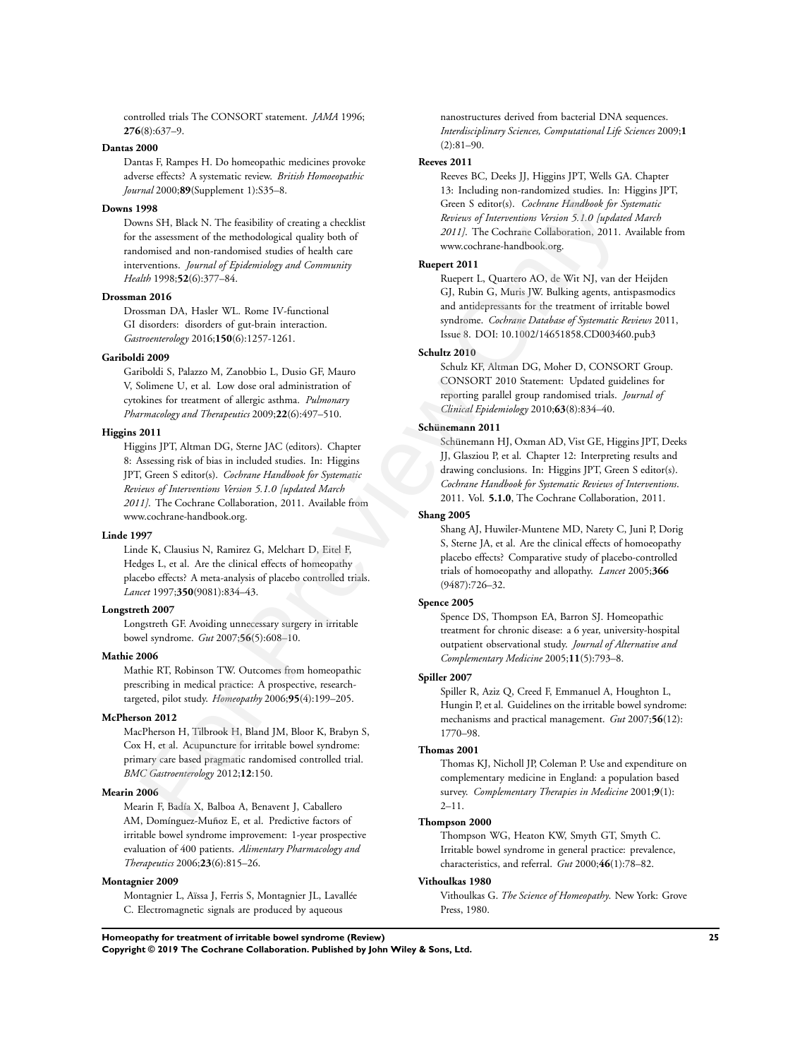controlled trials The CONSORT statement. *JAMA* 1996; **276**(8):637–9.

**Dantas 2000**

Dantas F, Rampes H. Do homeopathic medicines provoke adverse effects? A systematic review. *British Homoeopathic Journal* 2000;**89**(Supplement 1):S35–8.

**Downs 1998**

Downs SH, Black N. The feasibility of creating a checklist for the assessment of the methodological quality both of randomised and non-randomised studies of health care interventions. *Journal of Epidemiology and Community Health* 1998;**52**(6):377–84.

**Drossman 2016**

Drossman DA, Hasler WL. Rome IV-functional GI disorders: disorders of gut-brain interaction. *Gastroenterology* 2016;**150**(6):1257-1261.

**Gariboldi 2009**

Gariboldi S, Palazzo M, Zanobbio L, Dusio GF, Mauro V, Solimene U, et al. Low dose oral administration of cytokines for treatment of allergic asthma. *Pulmonary Pharmacology and Therapeutics* 2009;**22**(6):497–510.

**Higgins 2011**

Higgins JPT, Altman DG, Sterne JAC (editors). Chapter 8: Assessing risk of bias in included studies. In: Higgins JPT, Green S editor(s). *Cochrane Handbook for Systematic Reviews of Interventions Version 5.1.0 [updated March 2011]*. The Cochrane Collaboration, 2011. Available from www.cochrane-handbook.org.

**Linde 1997**

Linde K, Clausius N, Ramirez G, Melchart D, Eitel F, Hedges L, et al. Are the clinical effects of homeopathy placebo effects? A meta-analysis of placebo controlled trials. *Lancet* 1997;**350**(9081):834–43.

**Longstreth 2007**

Longstreth GF. Avoiding unnecessary surgery in irritable bowel syndrome. *Gut* 2007;**56**(5):608–10.

**Mathie 2006**

Mathie RT, Robinson TW. Outcomes from homeopathic prescribing in medical practice: A prospective, research-targeted, pilot study. *Homeopathy* 2006;**95**(4):199–205.

**McPherson 2012**

MacPherson H, Tilbrook H, Bland JM, Bloor K, Brabyn S, Cox H, et al. Acupuncture for irritable bowel syndrome: primary care based pragmatic randomised controlled trial. *BMC Gastroenterology* 2012;**12**:150.

**Mearin 2006**

Mearin F, Badía X, Balboa A, Benavent J, Caballero AM, Domínguez-Muñoz E, et al. Predictive factors of irritable bowel syndrome improvement: 1-year prospective evaluation of 400 patients. *Alimentary Pharmacology and Therapeutics* 2006;**23**(6):815–26.

**Montagnier 2009**

Montagnier L, Aïssa J, Ferris S, Montagnier JL, Lavallée C. Electromagnetic signals are produced by aqueous nanostructures derived from bacterial DNA sequences. *Interdisciplinary Sciences, Computational Life Sciences* 2009;**1**(2):81–90.

**Reeves 2011**

Reeves BC, Deeks JJ, Higgins JPT, Wells GA. Chapter 13: Including non-randomized studies. In: Higgins JPT, Green S editor(s). *Cochrane Handbook for Systematic Reviews of Interventions Version 5.1.0 [updated March 2011]*. The Cochrane Collaboration, 2011. Available from www.cochrane-handbook.org.

**Ruepert 2011**

Ruepert L, Quartero AO, de Wit NJ, van der Heijden GJ, Rubin G, Muris JW. Bulking agents, antispasmodics and antidepressants for the treatment of irritable bowel syndrome. *Cochrane Database of Systematic Reviews* 2011, Issue 8. DOI: 10.1002/14651858.CD003460.pub3

**Schultz 2010**

Schulz KF, Altman DG, Moher D, CONSORT Group. CONSORT 2010 Statement: Updated guidelines for reporting parallel group randomised trials. *Journal of Clinical Epidemiology* 2010;**63**(8):834–40.

**Schünemann 2011**

Schünemann HJ, Oxman AD, Vist GE, Higgins JPT, Deeks JJ, Glasziou P, et al. Chapter 12: Interpreting results and drawing conclusions. In: Higgins JPT, Green S editor(s). *Cochrane Handbook for Systematic Reviews of Interventions*. 2011. Vol. **5.1.0**, The Cochrane Collaboration, 2011.

**Shang 2005**

Shang AJ, Huwiler-Muntene MD, Narety C, Juni P, Dorig S, Sterne JA, et al. Are the clinical effects of homoeopathy placebo effects? Comparative study of placebo-controlled trials of homoeopathy and allopathy. *Lancet* 2005;**366**(9487):726–32.

**Spence 2005**

Spence DS, Thompson EA, Barron SJ. Homeopathic treatment for chronic disease: a 6 year, university-hospital outpatient observational study. *Journal of Alternative and Complementary Medicine* 2005;**11**(5):793–8.

**Spiller 2007**

Spiller R, Aziz Q, Creed F, Emmanuel A, Houghton L, Hungin P, et al. Guidelines on the irritable bowel syndrome: mechanisms and practical management. *Gut* 2007;**56**(12):1770–98.

**Thomas 2001**

Thomas KJ, Nicholl JP, Coleman P. Use and expenditure on complementary medicine in England: a population based survey. *Complementary Therapies in Medicine* 2001;**9**(1):2–11.

**Thompson 2000**

Thompson WG, Heaton KW, Smyth GT, Smyth C. Irritable bowel syndrome in general practice: prevalence, characteristics, and referral. *Gut* 2000;**46**(1):78–82.

**Vithoulkas 1980**

Vithoulkas G. *The Science of Homeopathy*. New York: Grove Press, 1980.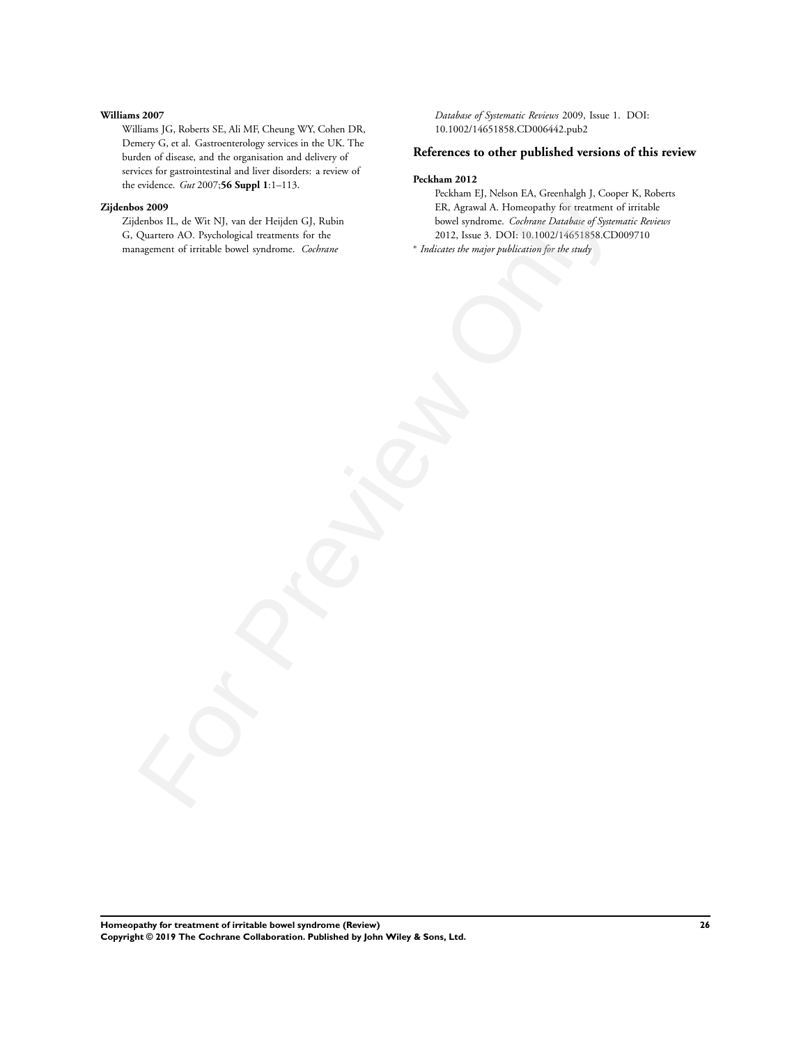**Williams 2007**

Williams JG, Roberts SE, Ali MF, Cheung WY, Cohen DR, Demery G, et al. Gastroenterology services in the UK. The burden of disease, and the organisation and delivery of services for gastrointestinal and liver disorders: a review of the evidence. *Gut* 2007;**56 Suppl 1**:1–113.

**Zijdenbos 2009**

Zijdenbos IL, de Wit NJ, van der Heijden GJ, Rubin G, Quartero AO. Psychological treatments for the management of irritable bowel syndrome. *Cochrane Database of Systematic Reviews* 2009, Issue 1. DOI: 10.1002/14651858.CD006442.pub2

## References to other published versions of this review

**Peckham 2012**

Peckham EJ, Nelson EA, Greenhalgh J, Cooper K, Roberts ER, Agrawal A. Homeopathy for treatment of irritable bowel syndrome. *Cochrane Database of Systematic Reviews* 2012, Issue 3. DOI: 10.1002/14651858.CD009710

* *Indicates the major publication for the study*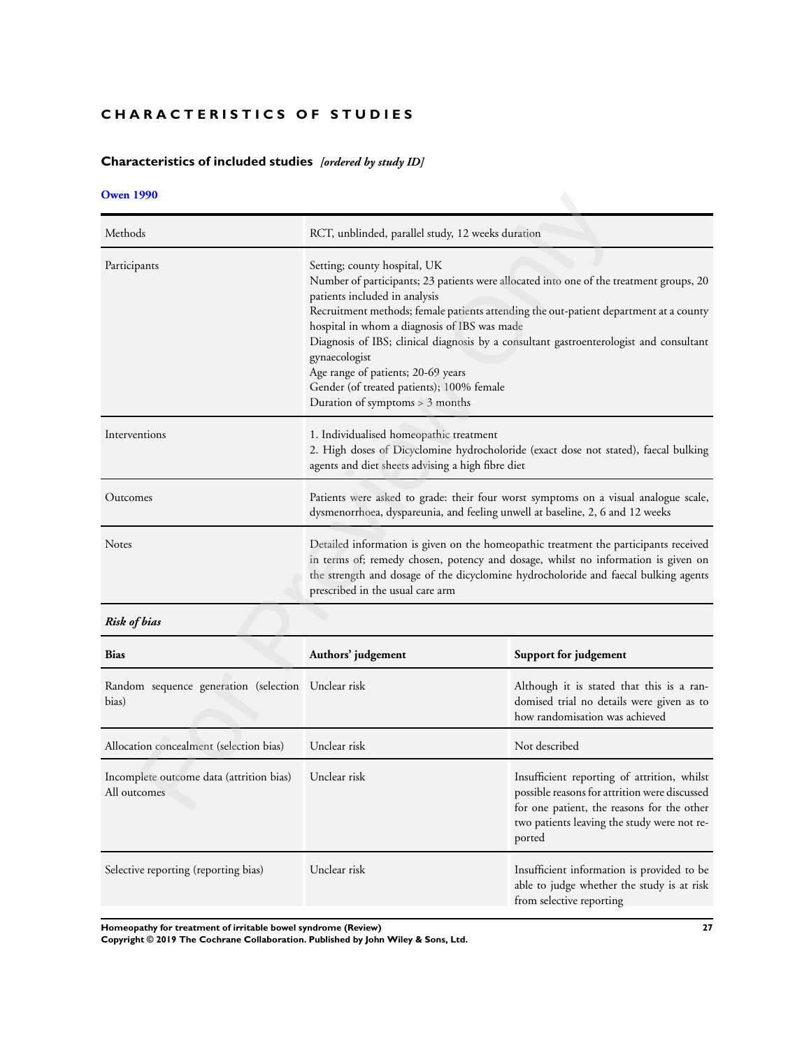# CHARACTERISTICS OF STUDIES

## Characteristics of included studies *[ordered by study ID]*

### Owen 1990

| | |
|---|---|
| Methods | RCT, unblinded, parallel study, 12 weeks duration |
| Participants | Setting; county hospital, UK<br>Number of participants; 23 patients were allocated into one of the treatment groups, 20 patients included in analysis<br>Recruitment methods; female patients attending the out-patient department at a county hospital in whom a diagnosis of IBS was made<br>Diagnosis of IBS; clinical diagnosis by a consultant gastroenterologist and consultant gynaecologist<br>Age range of patients; 20-69 years<br>Gender (of treated patients); 100% female<br>Duration of symptoms > 3 months |
| Interventions | 1. Individualised homeopathic treatment<br>2. High doses of Dicyclomine hydrocholoride (exact dose not stated), faecal bulking agents and diet sheets advising a high fibre diet |
| Outcomes | Patients were asked to grade: their four worst symptoms on a visual analogue scale, dysmenorrhoea, dyspareunia, and feeling unwell at baseline, 2, 6 and 12 weeks |
| Notes | Detailed information is given on the homeopathic treatment the participants received in terms of; remedy chosen, potency and dosage, whilst no information is given on the strength and dosage of the dicyclomine hydrocholoride and faecal bulking agents prescribed in the usual care arm |

***Risk of bias***

| Bias | Authors' judgement | Support for judgement |
|---|---|---|
| Random sequence generation (selection bias) | Unclear risk | Although it is stated that this is a randomised trial no details were given as to how randomisation was achieved |
| Allocation concealment (selection bias) | Unclear risk | Not described |
| Incomplete outcome data (attrition bias)<br>All outcomes | Unclear risk | Insufficient reporting of attrition, whilst possible reasons for attrition were discussed for one patient, the reasons for the other two patients leaving the study were not reported |
| Selective reporting (reporting bias) | Unclear risk | Insufficient information is provided to be able to judge whether the study is at risk from selective reporting |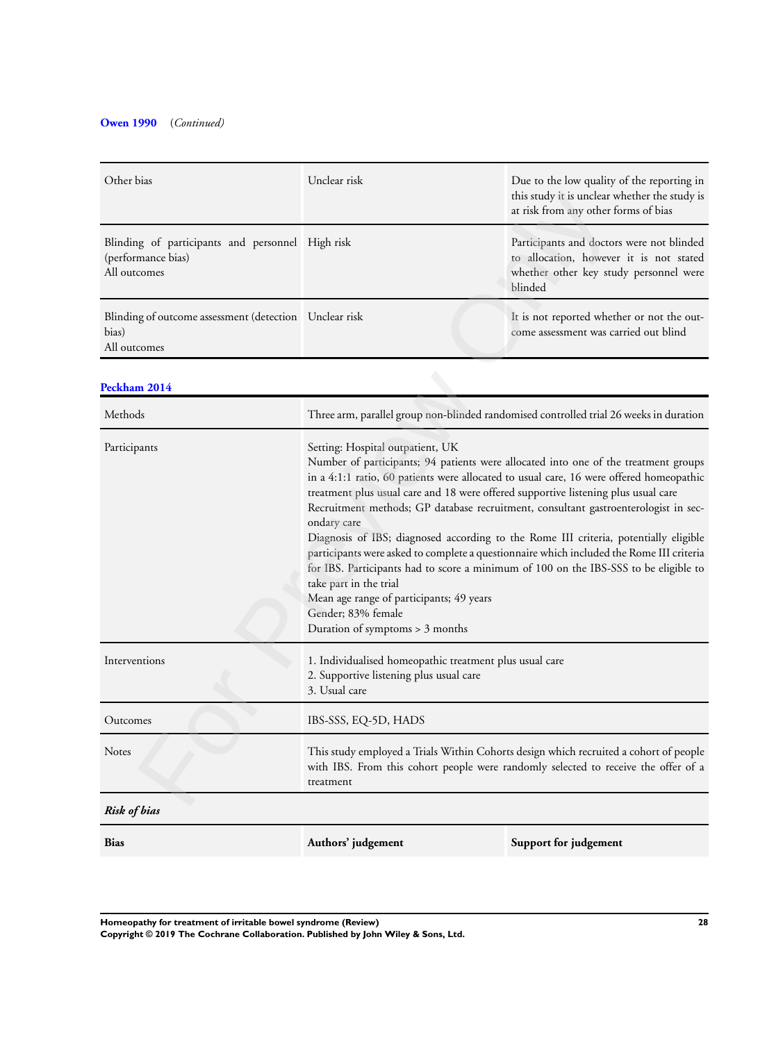**Owen 1990** (*Continued*)

| | | |
|---|---|---|
| Other bias | Unclear risk | Due to the low quality of the reporting in this study it is unclear whether the study is at risk from any other forms of bias |
| Blinding of participants and personnel (performance bias)<br>All outcomes | High risk | Participants and doctors were not blinded to allocation, however it is not stated whether other key study personnel were blinded |
| Blinding of outcome assessment (detection bias)<br>All outcomes | Unclear risk | It is not reported whether or not the outcome assessment was carried out blind |

**Peckham 2014**

| | |
|---|---|
| Methods | Three arm, parallel group non-blinded randomised controlled trial 26 weeks in duration |
| Participants | Setting: Hospital outpatient, UK<br>Number of participants; 94 patients were allocated into one of the treatment groups in a 4:1:1 ratio, 60 patients were allocated to usual care, 16 were offered homeopathic treatment plus usual care and 18 were offered supportive listening plus usual care<br>Recruitment methods; GP database recruitment, consultant gastroenterologist in secondary care<br>Diagnosis of IBS; diagnosed according to the Rome III criteria, potentially eligible participants were asked to complete a questionnaire which included the Rome III criteria for IBS. Participants had to score a minimum of 100 on the IBS-SSS to be eligible to take part in the trial<br>Mean age range of participants; 49 years<br>Gender; 83% female<br>Duration of symptoms > 3 months |
| Interventions | 1. Individualised homeopathic treatment plus usual care<br>2. Supportive listening plus usual care<br>3. Usual care |
| Outcomes | IBS-SSS, EQ-5D, HADS |
| Notes | This study employed a Trials Within Cohorts design which recruited a cohort of people with IBS. From this cohort people were randomly selected to receive the offer of a treatment |

***Risk of bias***

| Bias | Authors' judgement | Support for judgement |
|---|---|---|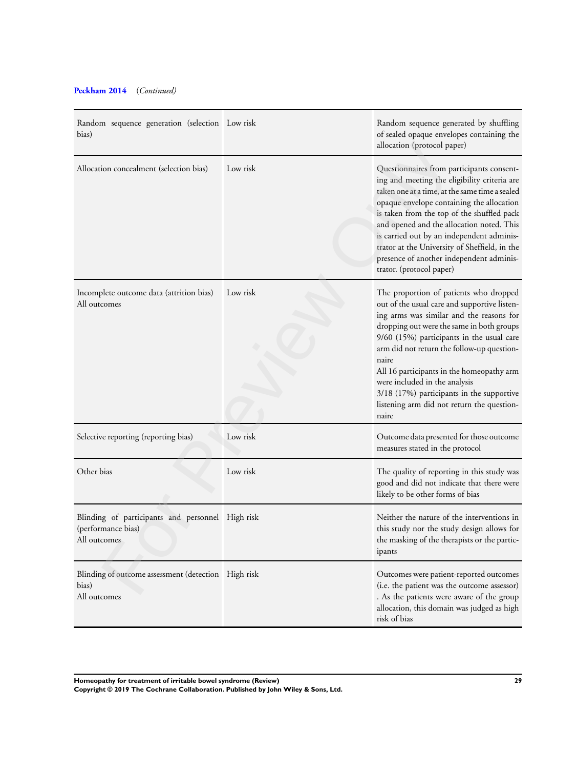**Peckham 2014** (*Continued*)

| | | |
|---|---|---|
| Random sequence generation (selection bias) | Low risk | Random sequence generated by shuffling of sealed opaque envelopes containing the allocation (protocol paper) |
| Allocation concealment (selection bias) | Low risk | Questionnaires from participants consenting and meeting the eligibility criteria are taken one at a time, at the same time a sealed opaque envelope containing the allocation is taken from the top of the shuffled pack and opened and the allocation noted. This is carried out by an independent administrator at the University of Sheffield, in the presence of another independent administrator. (protocol paper) |
| Incomplete outcome data (attrition bias)<br>All outcomes | Low risk | The proportion of patients who dropped out of the usual care and supportive listening arms was similar and the reasons for dropping out were the same in both groups<br>9/60 (15%) participants in the usual care arm did not return the follow-up questionnaire<br>All 16 participants in the homeopathy arm were included in the analysis<br>3/18 (17%) participants in the supportive listening arm did not return the questionnaire |
| Selective reporting (reporting bias) | Low risk | Outcome data presented for those outcome measures stated in the protocol |
| Other bias | Low risk | The quality of reporting in this study was good and did not indicate that there were likely to be other forms of bias |
| Blinding of participants and personnel (performance bias)<br>All outcomes | High risk | Neither the nature of the interventions in this study nor the study design allows for the masking of the therapists or the participants |
| Blinding of outcome assessment (detection bias)<br>All outcomes | High risk | Outcomes were patient-reported outcomes (i.e. the patient was the outcome assessor). As the patients were aware of the group allocation, this domain was judged as high risk of bias |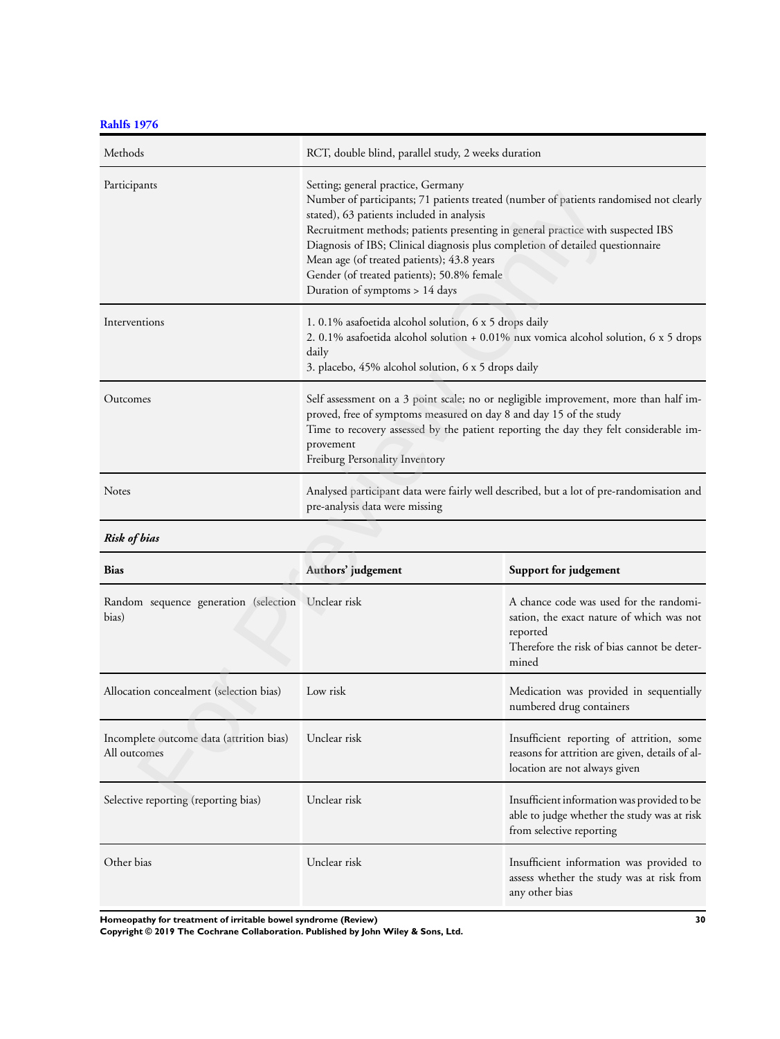**Rahlfs 1976**

| | |
|---|---|
| Methods | RCT, double blind, parallel study, 2 weeks duration |
| Participants | Setting; general practice, Germany<br>Number of participants; 71 patients treated (number of patients randomised not clearly stated), 63 patients included in analysis<br>Recruitment methods; patients presenting in general practice with suspected IBS<br>Diagnosis of IBS; Clinical diagnosis plus completion of detailed questionnaire<br>Mean age (of treated patients); 43.8 years<br>Gender (of treated patients); 50.8% female<br>Duration of symptoms > 14 days |
| Interventions | 1. 0.1% asafoetida alcohol solution, 6 x 5 drops daily<br>2. 0.1% asafoetida alcohol solution + 0.01% nux vomica alcohol solution, 6 x 5 drops daily<br>3. placebo, 45% alcohol solution, 6 x 5 drops daily |
| Outcomes | Self assessment on a 3 point scale; no or negligible improvement, more than half improved, free of symptoms measured on day 8 and day 15 of the study<br>Time to recovery assessed by the patient reporting the day they felt considerable improvement<br>Freiburg Personality Inventory |
| Notes | Analysed participant data were fairly well described, but a lot of pre-randomisation and pre-analysis data were missing |

***Risk of bias***

| Bias | Authors' judgement | Support for judgement |
|---|---|---|
| Random sequence generation (selection bias) | Unclear risk | A chance code was used for the randomisation, the exact nature of which was not reported<br>Therefore the risk of bias cannot be determined |
| Allocation concealment (selection bias) | Low risk | Medication was provided in sequentially numbered drug containers |
| Incomplete outcome data (attrition bias)<br>All outcomes | Unclear risk | Insufficient reporting of attrition, some reasons for attrition are given, details of allocation are not always given |
| Selective reporting (reporting bias) | Unclear risk | Insufficient information was provided to be able to judge whether the study was at risk from selective reporting |
| Other bias | Unclear risk | Insufficient information was provided to assess whether the study was at risk from any other bias |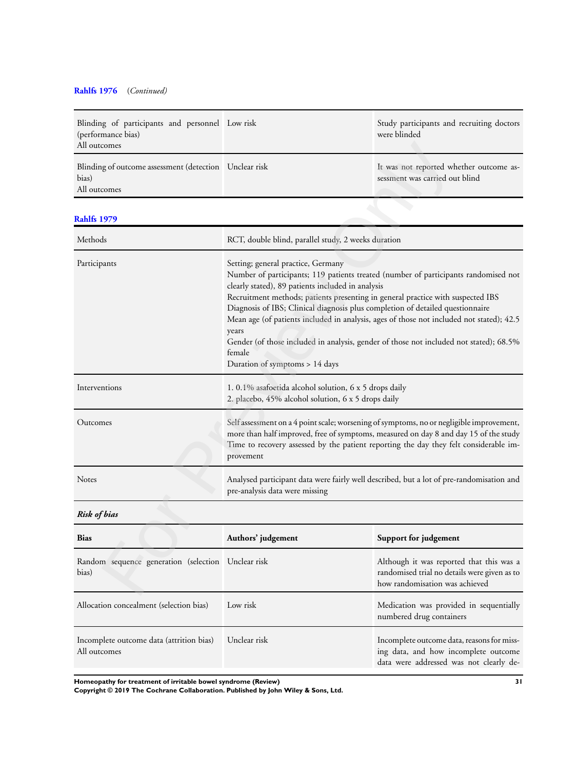**Rahlfs 1976** *(Continued)*

| | | |
|---|---|---|
| Blinding of participants and personnel (performance bias)<br>All outcomes | Low risk | Study participants and recruiting doctors were blinded |
| Blinding of outcome assessment (detection bias)<br>All outcomes | Unclear risk | It was not reported whether outcome assessment was carried out blind |

**Rahlfs 1979**

| | |
|---|---|
| Methods | RCT, double blind, parallel study, 2 weeks duration |
| Participants | Setting; general practice, Germany<br>Number of participants; 119 patients treated (number of participants randomised not clearly stated), 89 patients included in analysis<br>Recruitment methods; patients presenting in general practice with suspected IBS<br>Diagnosis of IBS; Clinical diagnosis plus completion of detailed questionnaire<br>Mean age (of patients included in analysis, ages of those not included not stated); 42.5 years<br>Gender (of those included in analysis, gender of those not included not stated); 68.5% female<br>Duration of symptoms > 14 days |
| Interventions | 1. 0.1% asafoetida alcohol solution, 6 x 5 drops daily<br>2. placebo, 45% alcohol solution, 6 x 5 drops daily |
| Outcomes | Self assessment on a 4 point scale; worsening of symptoms, no or negligible improvement, more than half improved, free of symptoms, measured on day 8 and day 15 of the study<br>Time to recovery assessed by the patient reporting the day they felt considerable improvement |
| Notes | Analysed participant data were fairly well described, but a lot of pre-randomisation and pre-analysis data were missing |

***Risk of bias***

| Bias | Authors' judgement | Support for judgement |
|---|---|---|
| Random sequence generation (selection bias) | Unclear risk | Although it was reported that this was a randomised trial no details were given as to how randomisation was achieved |
| Allocation concealment (selection bias) | Low risk | Medication was provided in sequentially numbered drug containers |
| Incomplete outcome data (attrition bias)<br>All outcomes | Unclear risk | Incomplete outcome data, reasons for missing data, and how incomplete outcome data were addressed was not clearly de- |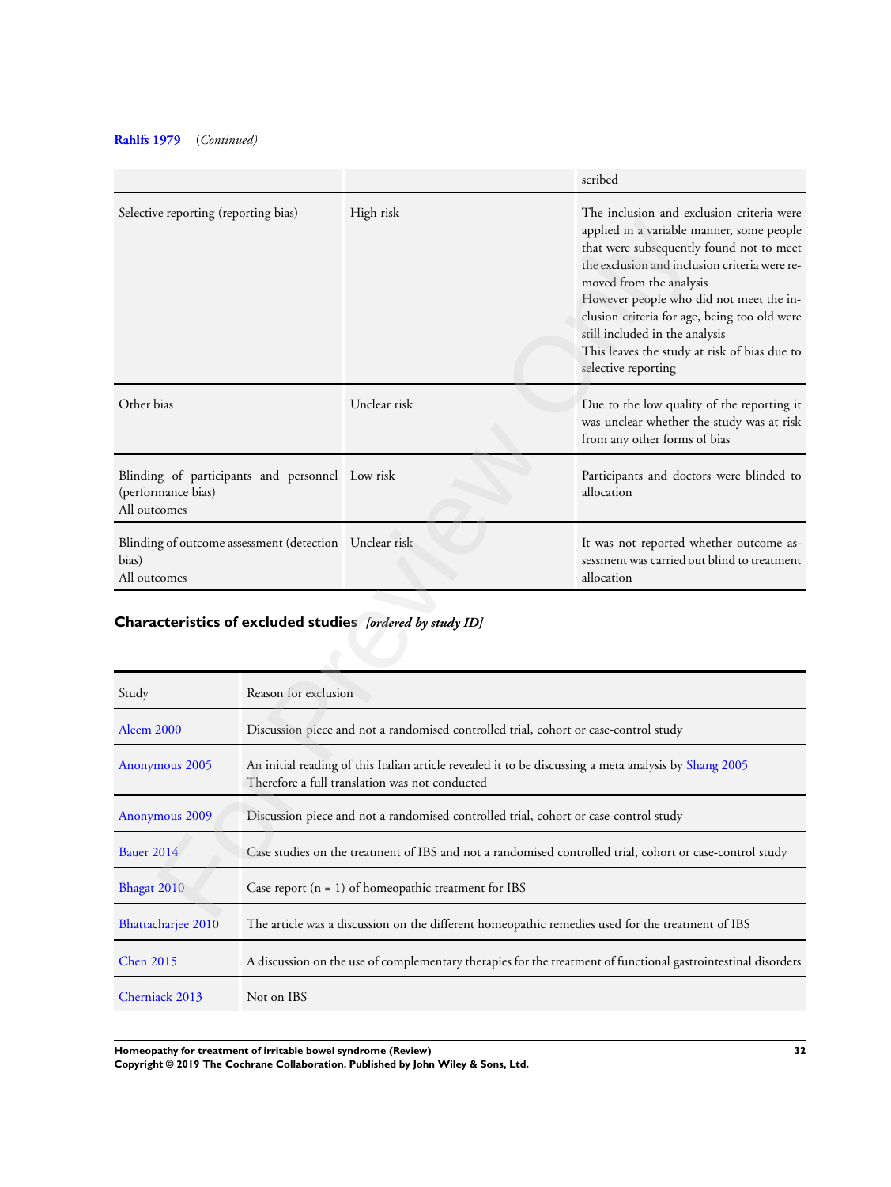**Rahlfs 1979** *(Continued)*

| | | |
|---|---|---|
| | | scribed |
| Selective reporting (reporting bias) | High risk | The inclusion and exclusion criteria were applied in a variable manner, some people that were subsequently found not to meet the exclusion and inclusion criteria were removed from the analysis<br>However people who did not meet the inclusion criteria for age, being too old were still included in the analysis<br>This leaves the study at risk of bias due to selective reporting |
| Other bias | Unclear risk | Due to the low quality of the reporting it was unclear whether the study was at risk from any other forms of bias |
| Blinding of participants and personnel (performance bias)<br>All outcomes | Low risk | Participants and doctors were blinded to allocation |
| Blinding of outcome assessment (detection bias)<br>All outcomes | Unclear risk | It was not reported whether outcome assessment was carried out blind to treatment allocation |

## Characteristics of excluded studies *[ordered by study ID]*

| Study | Reason for exclusion |
|---|---|
| Aleem 2000 | Discussion piece and not a randomised controlled trial, cohort or case-control study |
| Anonymous 2005 | An initial reading of this Italian article revealed it to be discussing a meta analysis by Shang 2005<br>Therefore a full translation was not conducted |
| Anonymous 2009 | Discussion piece and not a randomised controlled trial, cohort or case-control study |
| Bauer 2014 | Case studies on the treatment of IBS and not a randomised controlled trial, cohort or case-control study |
| Bhagat 2010 | Case report (n = 1) of homeopathic treatment for IBS |
| Bhattacharjee 2010 | The article was a discussion on the different homeopathic remedies used for the treatment of IBS |
| Chen 2015 | A discussion on the use of complementary therapies for the treatment of functional gastrointestinal disorders |
| Cherniack 2013 | Not on IBS |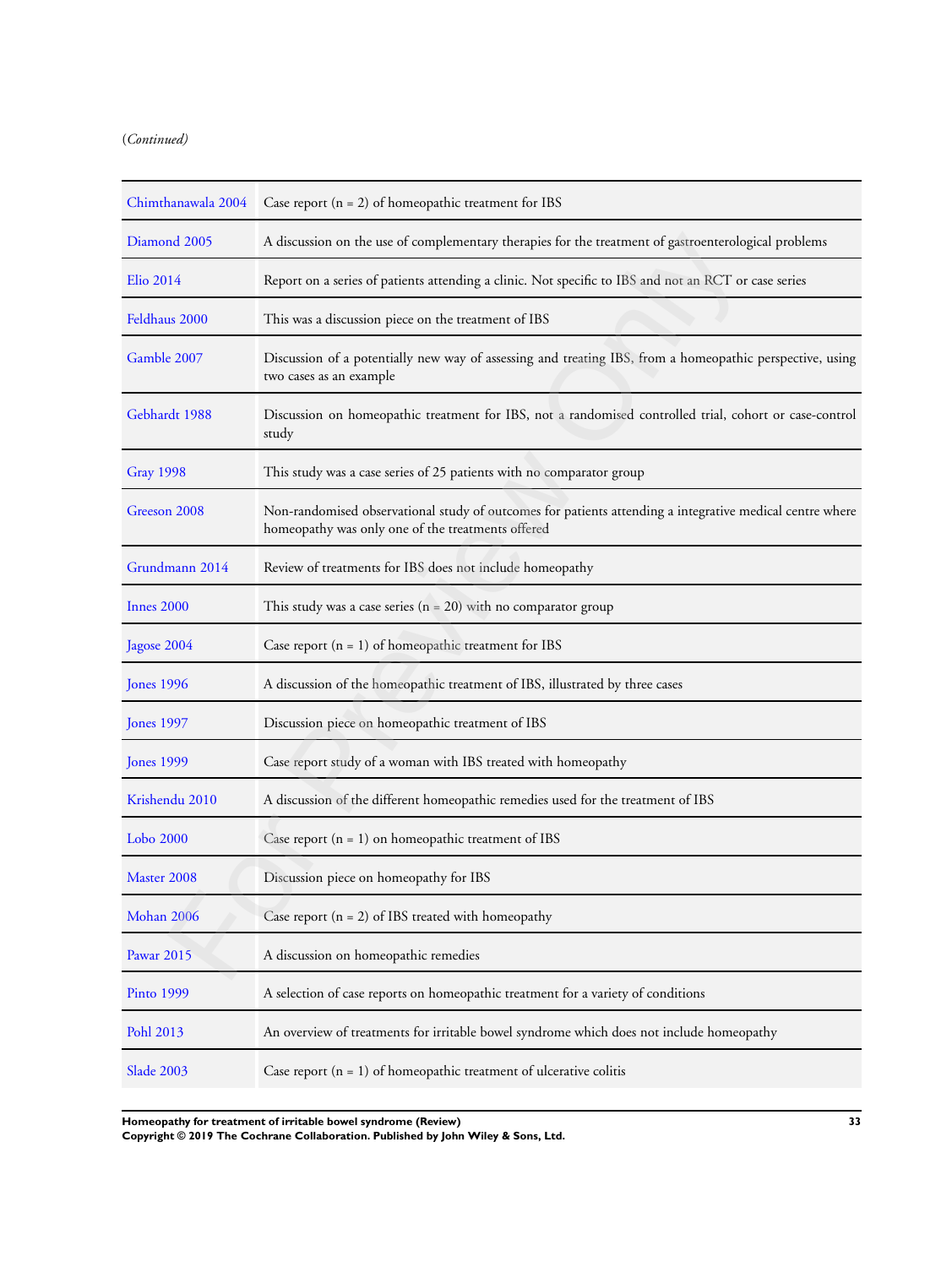(*Continued*)

| | |
|---|---|
| Chimthanawala 2004 | Case report (n = 2) of homeopathic treatment for IBS |
| Diamond 2005 | A discussion on the use of complementary therapies for the treatment of gastroenterological problems |
| Elio 2014 | Report on a series of patients attending a clinic. Not specific to IBS and not an RCT or case series |
| Feldhaus 2000 | This was a discussion piece on the treatment of IBS |
| Gamble 2007 | Discussion of a potentially new way of assessing and treating IBS, from a homeopathic perspective, using two cases as an example |
| Gebhardt 1988 | Discussion on homeopathic treatment for IBS, not a randomised controlled trial, cohort or case-control study |
| Gray 1998 | This study was a case series of 25 patients with no comparator group |
| Greeson 2008 | Non-randomised observational study of outcomes for patients attending a integrative medical centre where homeopathy was only one of the treatments offered |
| Grundmann 2014 | Review of treatments for IBS does not include homeopathy |
| Innes 2000 | This study was a case series (n = 20) with no comparator group |
| Jagose 2004 | Case report (n = 1) of homeopathic treatment for IBS |
| Jones 1996 | A discussion of the homeopathic treatment of IBS, illustrated by three cases |
| Jones 1997 | Discussion piece on homeopathic treatment of IBS |
| Jones 1999 | Case report study of a woman with IBS treated with homeopathy |
| Krishendu 2010 | A discussion of the different homeopathic remedies used for the treatment of IBS |
| Lobo 2000 | Case report (n = 1) on homeopathic treatment of IBS |
| Master 2008 | Discussion piece on homeopathy for IBS |
| Mohan 2006 | Case report (n = 2) of IBS treated with homeopathy |
| Pawar 2015 | A discussion on homeopathic remedies |
| Pinto 1999 | A selection of case reports on homeopathic treatment for a variety of conditions |
| Pohl 2013 | An overview of treatments for irritable bowel syndrome which does not include homeopathy |
| Slade 2003 | Case report (n = 1) of homeopathic treatment of ulcerative colitis |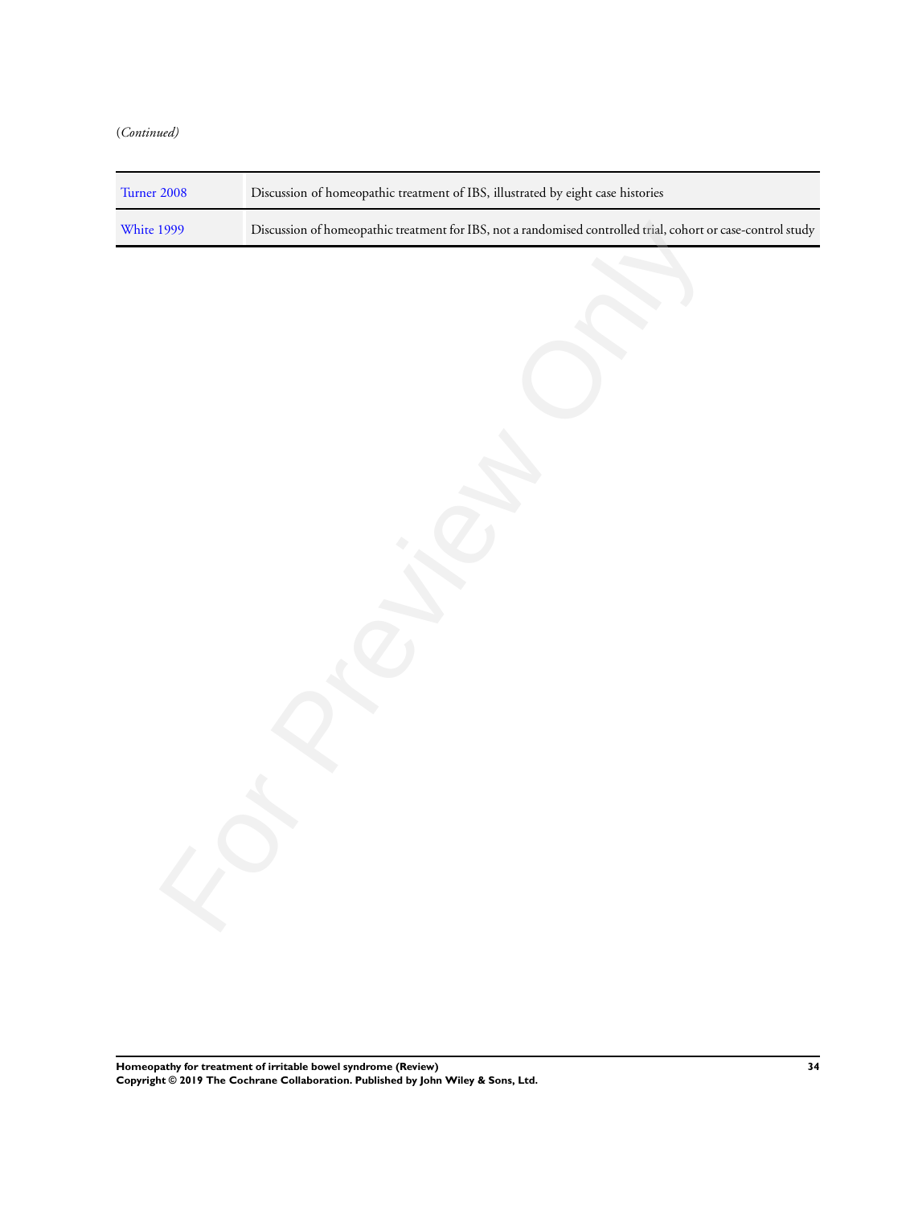(*Continued*)

| | |
|---|---|
| Turner 2008 | Discussion of homeopathic treatment of IBS, illustrated by eight case histories |
| White 1999 | Discussion of homeopathic treatment for IBS, not a randomised controlled trial, cohort or case-control study |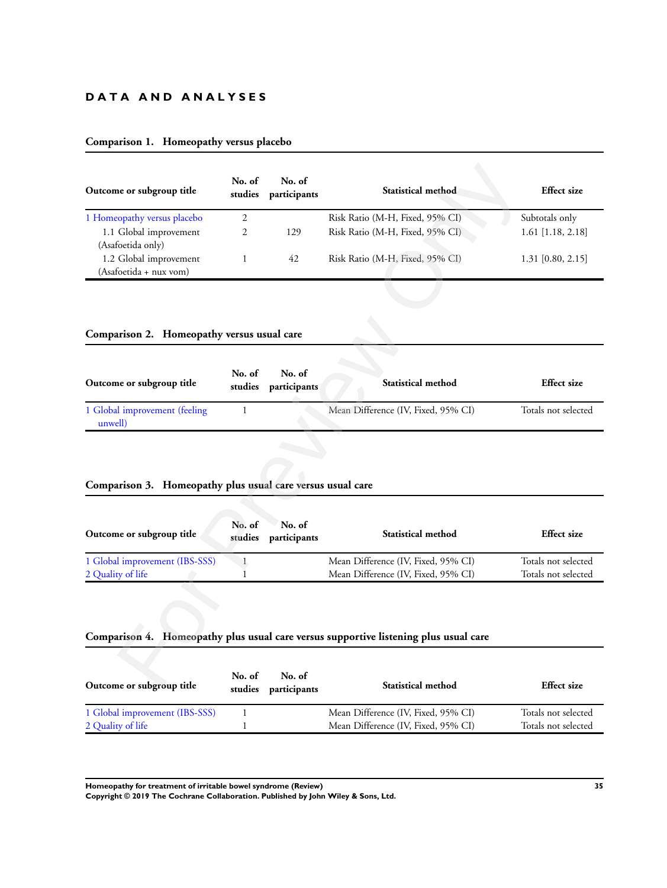# DATA AND ANALYSES

### Comparison 1. Homeopathy versus placebo

| Outcome or subgroup title | No. of studies | No. of participants | Statistical method | Effect size |
|---|---|---|---|---|
| 1 Homeopathy versus placebo | 2 | | Risk Ratio (M-H, Fixed, 95% CI) | Subtotals only |
| 1.1 Global improvement (Asafoetida only) | 2 | 129 | Risk Ratio (M-H, Fixed, 95% CI) | 1.61 [1.18, 2.18] |
| 1.2 Global improvement (Asafoetida + nux vom) | 1 | 42 | Risk Ratio (M-H, Fixed, 95% CI) | 1.31 [0.80, 2.15] |

### Comparison 2. Homeopathy versus usual care

| Outcome or subgroup title | No. of studies | No. of participants | Statistical method | Effect size |
|---|---|---|---|---|
| 1 Global improvement (feeling unwell) | 1 | | Mean Difference (IV, Fixed, 95% CI) | Totals not selected |

### Comparison 3. Homeopathy plus usual care versus usual care

| Outcome or subgroup title | No. of studies | No. of participants | Statistical method | Effect size |
|---|---|---|---|---|
| 1 Global improvement (IBS-SSS) | 1 | | Mean Difference (IV, Fixed, 95% CI) | Totals not selected |
| 2 Quality of life | 1 | | Mean Difference (IV, Fixed, 95% CI) | Totals not selected |

### Comparison 4. Homeopathy plus usual care versus supportive listening plus usual care

| Outcome or subgroup title | No. of studies | No. of participants | Statistical method | Effect size |
|---|---|---|---|---|
| 1 Global improvement (IBS-SSS) | 1 | | Mean Difference (IV, Fixed, 95% CI) | Totals not selected |
| 2 Quality of life | 1 | | Mean Difference (IV, Fixed, 95% CI) | Totals not selected |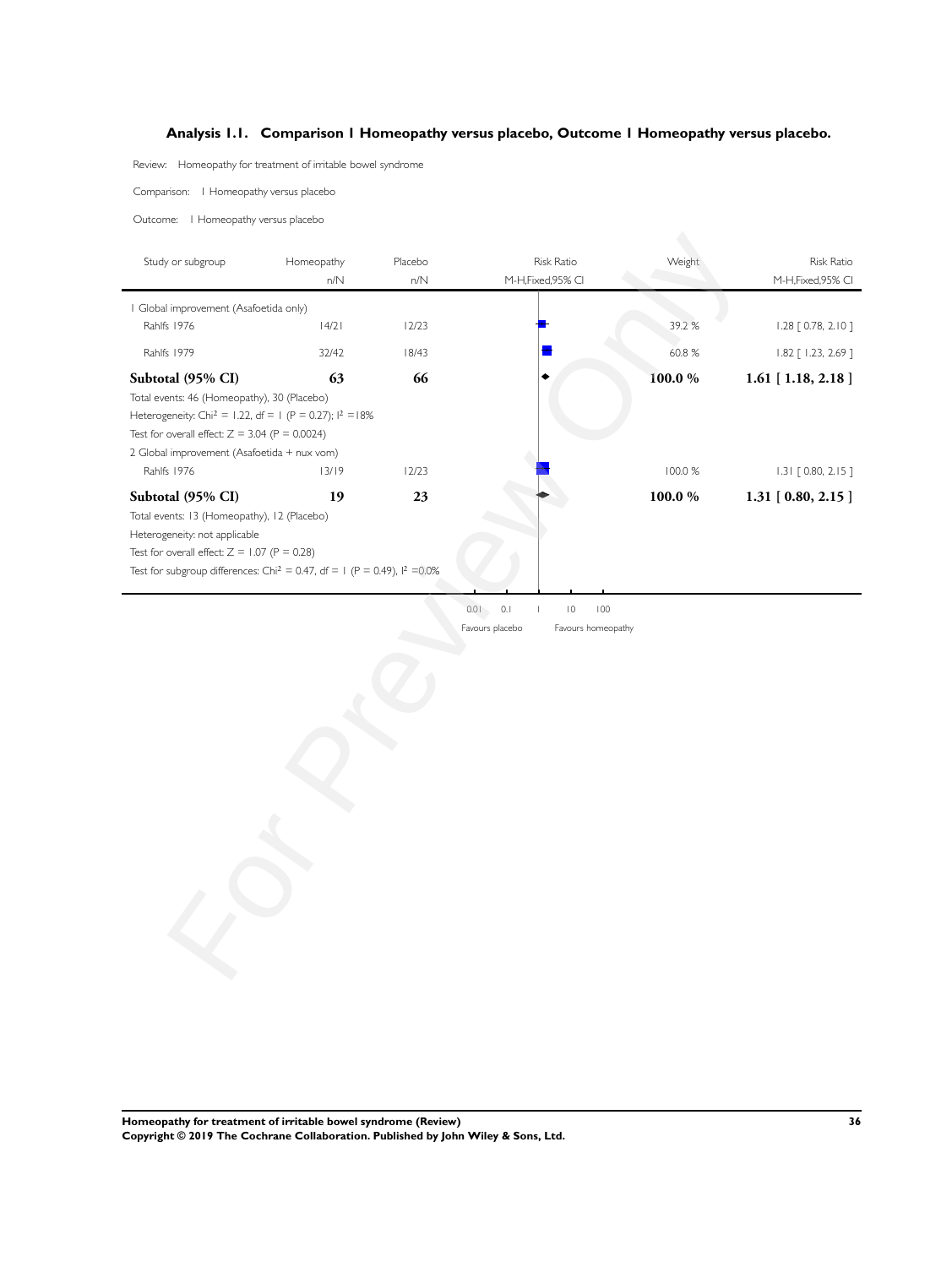### Analysis 1.1. Comparison 1 Homeopathy versus placebo, Outcome 1 Homeopathy versus placebo.

Review: Homeopathy for treatment of irritable bowel syndrome

Comparison: 1 Homeopathy versus placebo

Outcome: 1 Homeopathy versus placebo

| Study or subgroup | Homeopathy n/N | Placebo n/N | Risk Ratio M-H,Fixed,95% CI | Weight | Risk Ratio M-H,Fixed,95% CI |
|---|---|---|---|---|---|
| 1 Global improvement (Asafoetida only) | | | | | |
| Rahlfs 1976 | 14/21 | 12/23 | | 39.2 % | 1.28 [ 0.78, 2.10 ] |
| Rahlfs 1979 | 32/42 | 18/43 | | 60.8 % | 1.82 [ 1.23, 2.69 ] |
| **Subtotal (95% CI)** | **63** | **66** | | **100.0 %** | **1.61 [ 1.18, 2.18 ]** |
| Total events: 46 (Homeopathy), 30 (Placebo) | | | | | |
| Heterogeneity: $Chi^2 = 1.22$, df = 1 (P = 0.27); $I^2 = 18\%$ | | | | | |
| Test for overall effect: Z = 3.04 (P = 0.0024) | | | | | |
| 2 Global improvement (Asafoetida + nux vom) | | | | | |
| Rahlfs 1976 | 13/19 | 12/23 | | 100.0 % | 1.31 [ 0.80, 2.15 ] |
| **Subtotal (95% CI)** | **19** | **23** | | **100.0 %** | **1.31 [ 0.80, 2.15 ]** |
| Total events: 13 (Homeopathy), 12 (Placebo) | | | | | |
| Heterogeneity: not applicable | | | | | |
| Test for overall effect: Z = 1.07 (P = 0.28) | | | | | |
| Test for subgroup differences: $Chi^2 = 0.47$, df = 1 (P = 0.49), $I^2 = 0.0\%$ | | | | | |

0.01 0.1 1 10 100

Favours placebo Favours homeopathy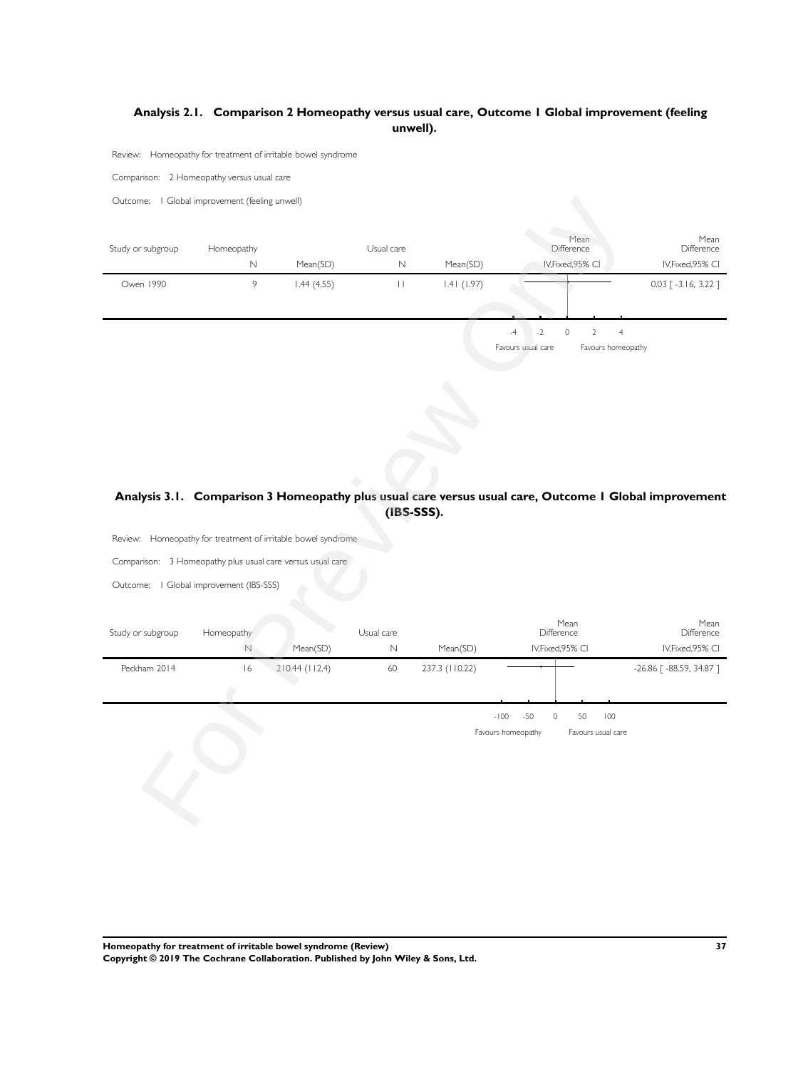### Analysis 2.1. Comparison 2 Homeopathy versus usual care, Outcome 1 Global improvement (feeling unwell).

Review: Homeopathy for treatment of irritable bowel syndrome

Comparison: 2 Homeopathy versus usual care

Outcome: 1 Global improvement (feeling unwell)

| Study or subgroup | Homeopathy | | Usual care | | Mean Difference | Mean Difference |
|---|---|---|---|---|---|---|
| | N | Mean(SD) | N | Mean(SD) | IV,Fixed,95% CI | IV,Fixed,95% CI |
| Owen 1990 | 9 | 1.44 (4.55) | 11 | 1.41 (1.97) | | 0.03 [ -3.16, 3.22 ] |

-4 -2 0 2 4

Favours usual care Favours homeopathy

### Analysis 3.1. Comparison 3 Homeopathy plus usual care versus usual care, Outcome 1 Global improvement (IBS-SSS).

Review: Homeopathy for treatment of irritable bowel syndrome

Comparison: 3 Homeopathy plus usual care versus usual care

Outcome: 1 Global improvement (IBS-SSS)

| Study or subgroup | Homeopathy | | Usual care | | Mean Difference | Mean Difference |
|---|---|---|---|---|---|---|
| | N | Mean(SD) | N | Mean(SD) | IV,Fixed,95% CI | IV,Fixed,95% CI |
| Peckham 2014 | 16 | 210.44 (112.4) | 60 | 237.3 (110.22) | | -26.86 [ -88.59, 34.87 ] |

-100 -50 0 50 100

Favours homeopathy Favours usual care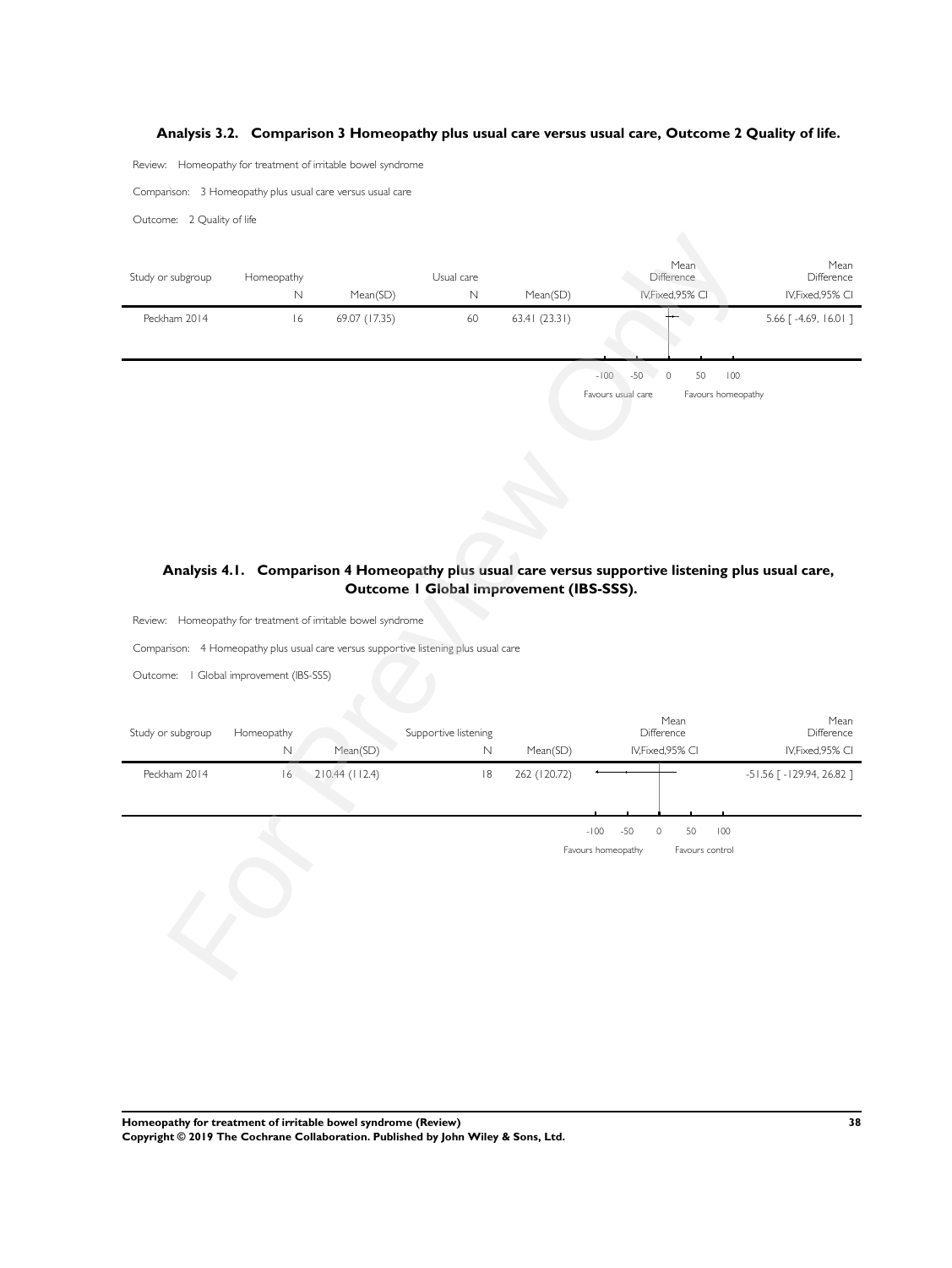### Analysis 3.2. Comparison 3 Homeopathy plus usual care versus usual care, Outcome 2 Quality of life.

Review: Homeopathy for treatment of irritable bowel syndrome

Comparison: 3 Homeopathy plus usual care versus usual care

Outcome: 2 Quality of life

| Study or subgroup | Homeopathy N | Mean(SD) | Usual care N | Mean(SD) | Mean Difference IV,Fixed,95% CI | Mean Difference IV,Fixed,95% CI |
|---|---|---|---|---|---|---|
| Peckham 2014 | 16 | 69.07 (17.35) | 60 | 63.41 (23.31) | | 5.66 [ -4.69, 16.01 ] |

-100 -50 0 50 100

Favours usual care Favours homeopathy

### Analysis 4.1. Comparison 4 Homeopathy plus usual care versus supportive listening plus usual care, Outcome 1 Global improvement (IBS-SSS).

Review: Homeopathy for treatment of irritable bowel syndrome

Comparison: 4 Homeopathy plus usual care versus supportive listening plus usual care

Outcome: 1 Global improvement (IBS-SSS)

| Study or subgroup | Homeopathy N | Mean(SD) | Supportive listening N | Mean(SD) | Mean Difference IV,Fixed,95% CI | Mean Difference IV,Fixed,95% CI |
|---|---|---|---|---|---|---|
| Peckham 2014 | 16 | 210.44 (112.4) | 18 | 262 (120.72) | | -51.56 [ -129.94, 26.82 ] |

-100 -50 0 50 100

Favours homeopathy Favours control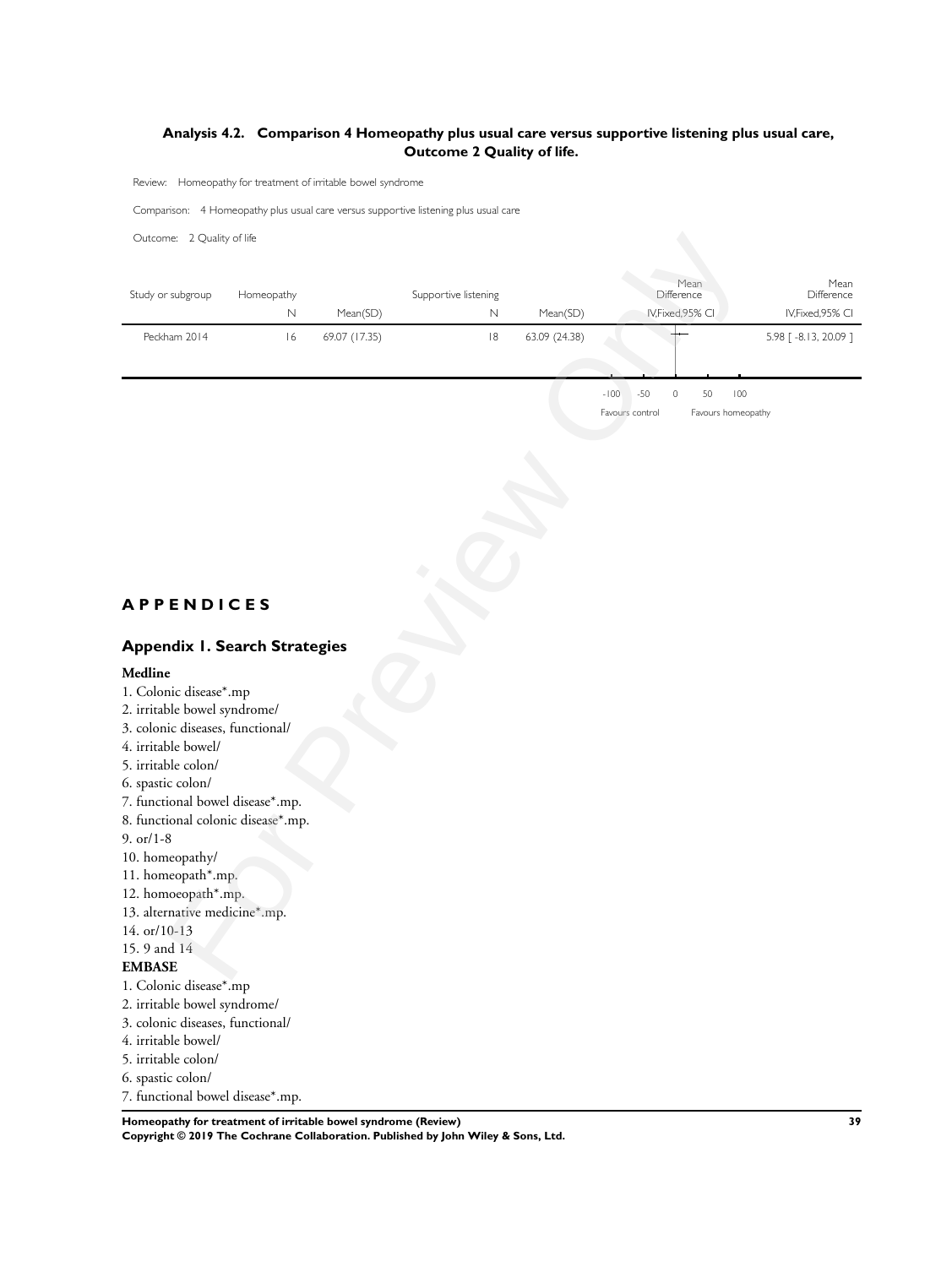**Analysis 4.2. Comparison 4 Homeopathy plus usual care versus supportive listening plus usual care, Outcome 2 Quality of life.**

Review: Homeopathy for treatment of irritable bowel syndrome

Comparison: 4 Homeopathy plus usual care versus supportive listening plus usual care

Outcome: 2 Quality of life

| Study or subgroup | Homeopathy N | Mean(SD) | Supportive listening N | Mean(SD) | Mean Difference IV,Fixed,95% CI | Mean Difference IV,Fixed,95% CI |
|---|---|---|---|---|---|---|
| Peckham 2014 | 16 | 69.07 (17.35) | 18 | 63.09 (24.38) | | 5.98 [ -8.13, 20.09 ] |

-100 -50 0 50 100

Favours control Favours homeopathy

# APPENDICES

## Appendix 1. Search Strategies

**Medline**

1. Colonic disease*.mp
2. irritable bowel syndrome/
3. colonic diseases, functional/
4. irritable bowel/
5. irritable colon/
6. spastic colon/
7. functional bowel disease*.mp.
8. functional colonic disease*.mp.
9. or/1-8
10. homeopathy/
11. homeopath*.mp.
12. homoeopath*.mp.
13. alternative medicine*.mp.
14. or/10-13
15. 9 and 14

**EMBASE**

1. Colonic disease*.mp
2. irritable bowel syndrome/
3. colonic diseases, functional/
4. irritable bowel/
5. irritable colon/
6. spastic colon/
7. functional bowel disease*.mp.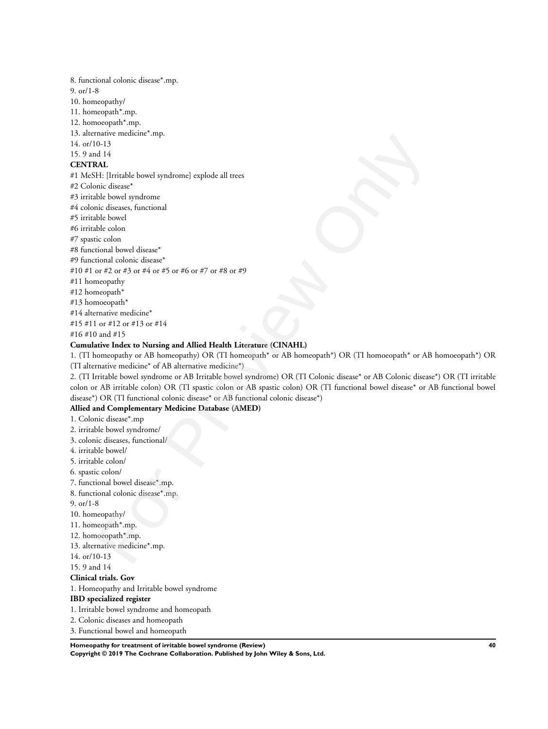8. functional colonic disease*.mp.

9. or/1-8

10. homeopathy/

11. homeopath*.mp.

12. homoeopath*.mp.

13. alternative medicine*.mp.

14. or/10-13

15. 9 and 14

**CENTRAL**

#1 MeSH: [Irritable bowel syndrome] explode all trees

#2 Colonic disease*

#3 irritable bowel syndrome

#4 colonic diseases, functional

#5 irritable bowel

#6 irritable colon

#7 spastic colon

#8 functional bowel disease*

#9 functional colonic disease*

#10 #1 or #2 or #3 or #4 or #5 or #6 or #7 or #8 or #9

#11 homeopathy

#12 homeopath*

#13 homoeopath*

#14 alternative medicine*

#15 #11 or #12 or #13 or #14

#16 #10 and #15

**Cumulative Index to Nursing and Allied Health Literature (CINAHL)**

1. (TI homeopathy or AB homeopathy) OR (TI homeopath* or AB homeopath*) OR (TI homoeopath* or AB homoeopath*) OR (TI alternative medicine* of AB alternative medicine*)

2. (TI Irritable bowel syndrome or AB Irritable bowel syndrome) OR (TI Colonic disease* or AB Colonic disease*) OR (TI irritable colon or AB irritable colon) OR (TI spastic colon or AB spastic colon) OR (TI functional bowel disease* or AB functional bowel disease*) OR (TI functional colonic disease* or AB functional colonic disease*)

**Allied and Complementary Medicine Database (AMED)**

1. Colonic disease*.mp

2. irritable bowel syndrome/

3. colonic diseases, functional/

4. irritable bowel/

5. irritable colon/

6. spastic colon/

7. functional bowel disease*.mp.

8. functional colonic disease*.mp.

9. or/1-8

10. homeopathy/

11. homeopath*.mp.

12. homoeopath*.mp.

13. alternative medicine*.mp.

14. or/10-13

15. 9 and 14

**Clinical trials. Gov**

1. Homeopathy and Irritable bowel syndrome

**IBD specialized register**

1. Irritable bowel syndrome and homeopath

2. Colonic diseases and homeopath

3. Functional bowel and homeopath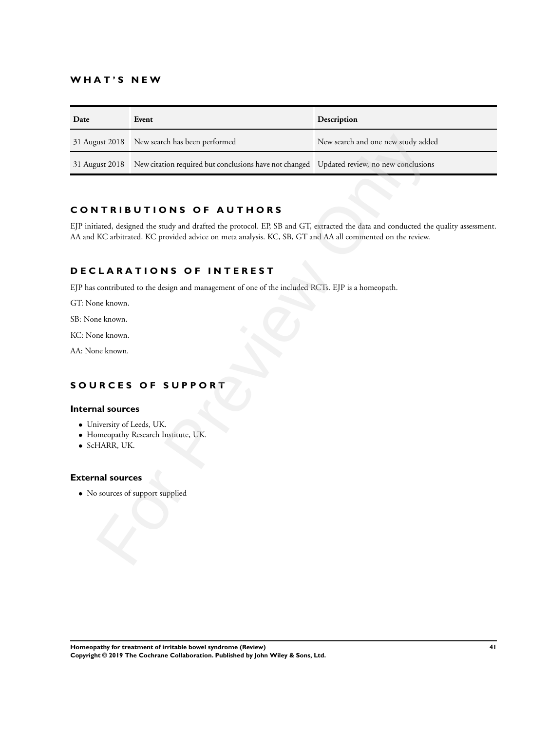## WHAT'S NEW

| Date | Event | Description |
| --- | --- | --- |
| 31 August 2018 | New search has been performed | New search and one new study added |
| 31 August 2018 | New citation required but conclusions have not changed | Updated review, no new conclusions |

## CONTRIBUTIONS OF AUTHORS

EJP initiated, designed the study and drafted the protocol. EP, SB and GT, extracted the data and conducted the quality assessment. AA and KC arbitrated. KC provided advice on meta analysis. KC, SB, GT and AA all commented on the review.

## DECLARATIONS OF INTEREST

EJP has contributed to the design and management of one of the included RCTs. EJP is a homeopath.

GT: None known.

SB: None known.

KC: None known.

AA: None known.

## SOURCES OF SUPPORT

### Internal sources

- University of Leeds, UK.
- Homeopathy Research Institute, UK.
- ScHARR, UK.

### External sources

- No sources of support supplied